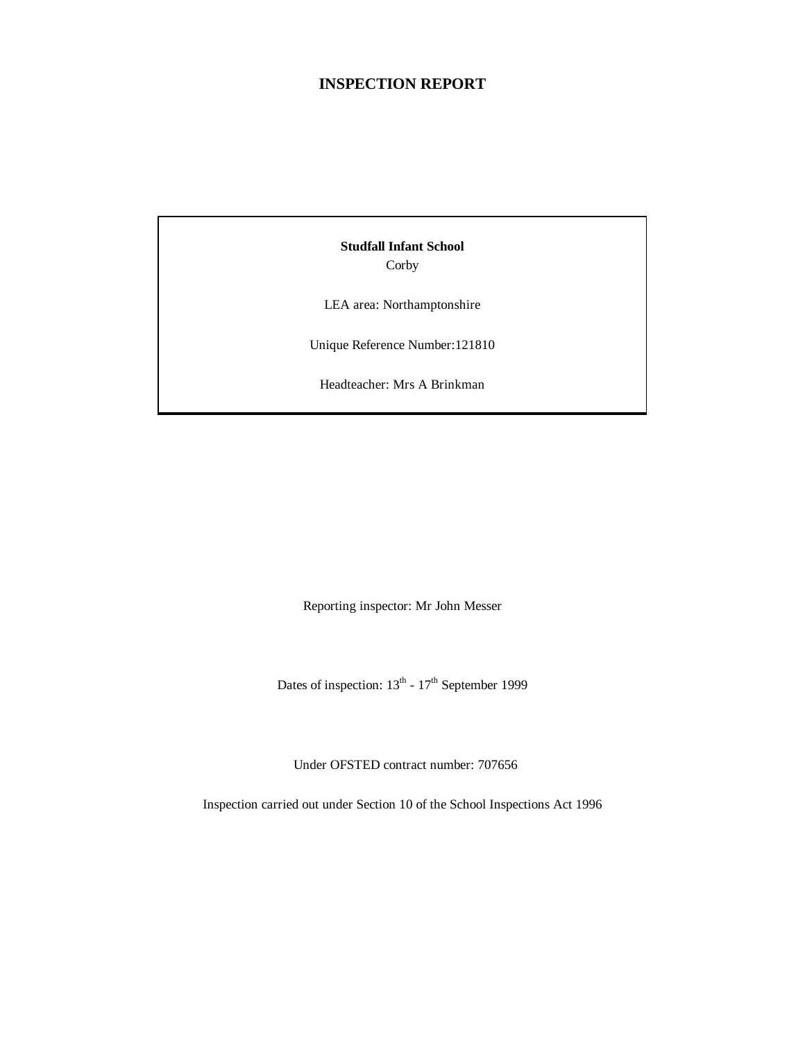# INSPECTION REPORT

**Studfall Infant School**

Corby

LEA area: Northamptonshire

Unique Reference Number:121810

Headteacher: Mrs A Brinkman

Reporting inspector: Mr John Messer

Dates of inspection: 13th - 17th September 1999

Under OFSTED contract number: 707656

Inspection carried out under Section 10 of the School Inspections Act 1996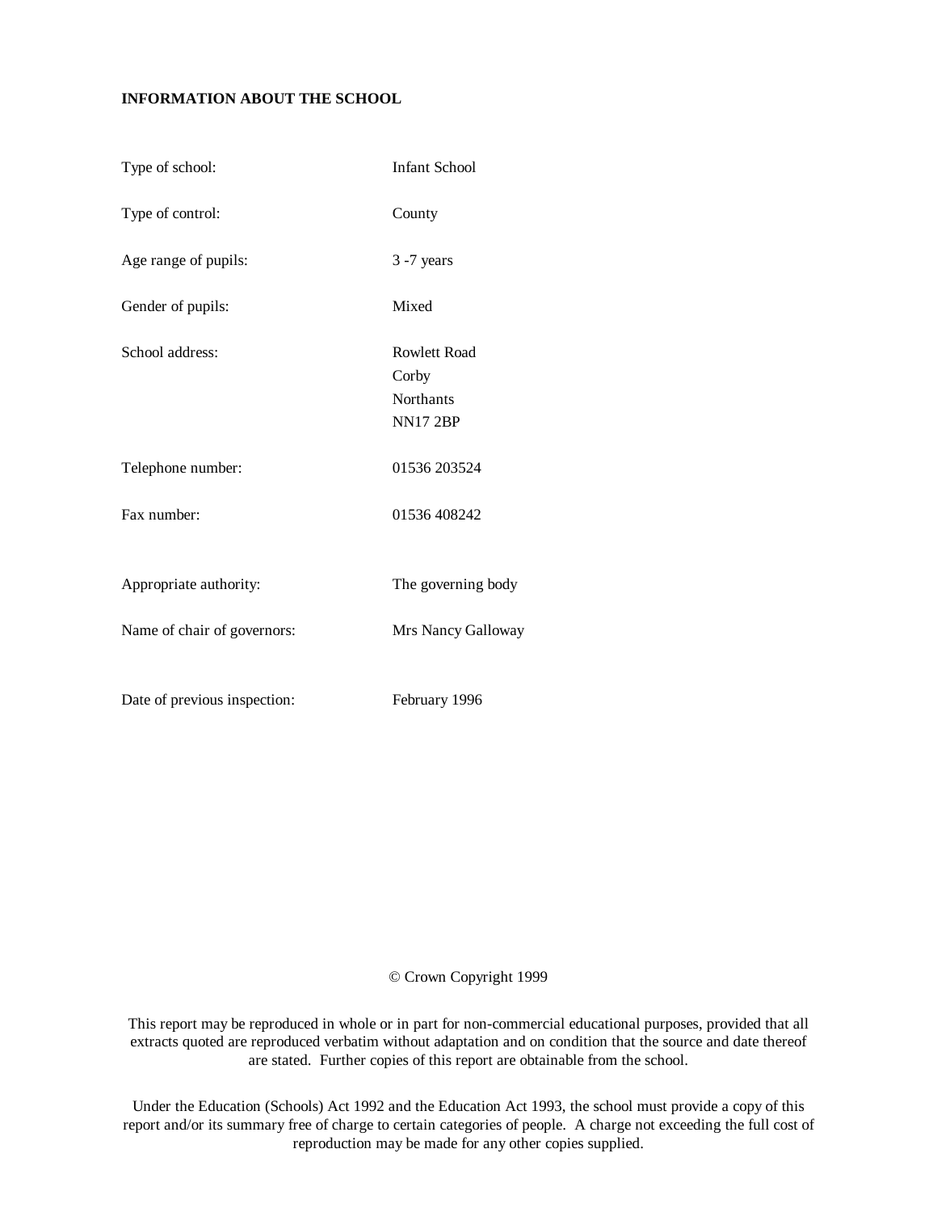## INFORMATION ABOUT THE SCHOOL

| | |
|---|---|
| Type of school: | Infant School |
| Type of control: | County |
| Age range of pupils: | 3 -7 years |
| Gender of pupils: | Mixed |
| School address: | Rowlett Road<br>Corby<br>Northants<br>NN17 2BP |
| Telephone number: | 01536 203524 |
| Fax number: | 01536 408242 |
| Appropriate authority: | The governing body |
| Name of chair of governors: | Mrs Nancy Galloway |
| Date of previous inspection: | February 1996 |

© Crown Copyright 1999

This report may be reproduced in whole or in part for non-commercial educational purposes, provided that all extracts quoted are reproduced verbatim without adaptation and on condition that the source and date thereof are stated. Further copies of this report are obtainable from the school.

Under the Education (Schools) Act 1992 and the Education Act 1993, the school must provide a copy of this report and/or its summary free of charge to certain categories of people. A charge not exceeding the full cost of reproduction may be made for any other copies supplied.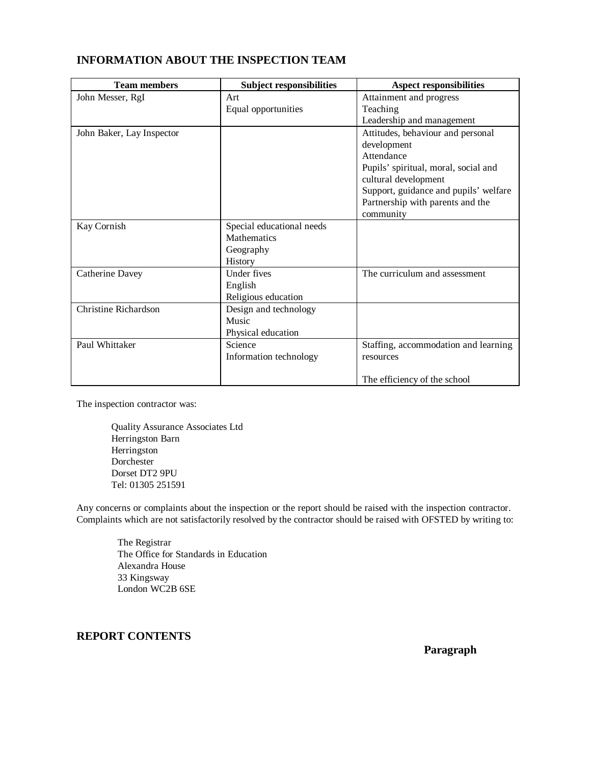## INFORMATION ABOUT THE INSPECTION TEAM

| Team members | Subject responsibilities | Aspect responsibilities |
|---|---|---|
| John Messer, RgI | Art<br>Equal opportunities | Attainment and progress<br>Teaching<br>Leadership and management |
| John Baker, Lay Inspector | | Attitudes, behaviour and personal development<br>Attendance<br>Pupils' spiritual, moral, social and cultural development<br>Support, guidance and pupils' welfare<br>Partnership with parents and the community |
| Kay Cornish | Special educational needs<br>Mathematics<br>Geography<br>History | |
| Catherine Davey | Under fives<br>English<br>Religious education | The curriculum and assessment |
| Christine Richardson | Design and technology<br>Music<br>Physical education | |
| Paul Whittaker | Science<br>Information technology | Staffing, accommodation and learning resources<br><br>The efficiency of the school |

The inspection contractor was:

Quality Assurance Associates Ltd
Herringston Barn
Herringston
Dorchester
Dorset DT2 9PU
Tel: 01305 251591

Any concerns or complaints about the inspection or the report should be raised with the inspection contractor. Complaints which are not satisfactorily resolved by the contractor should be raised with OFSTED by writing to:

The Registrar
The Office for Standards in Education
Alexandra House
33 Kingsway
London WC2B 6SE

## REPORT CONTENTS

**Paragraph**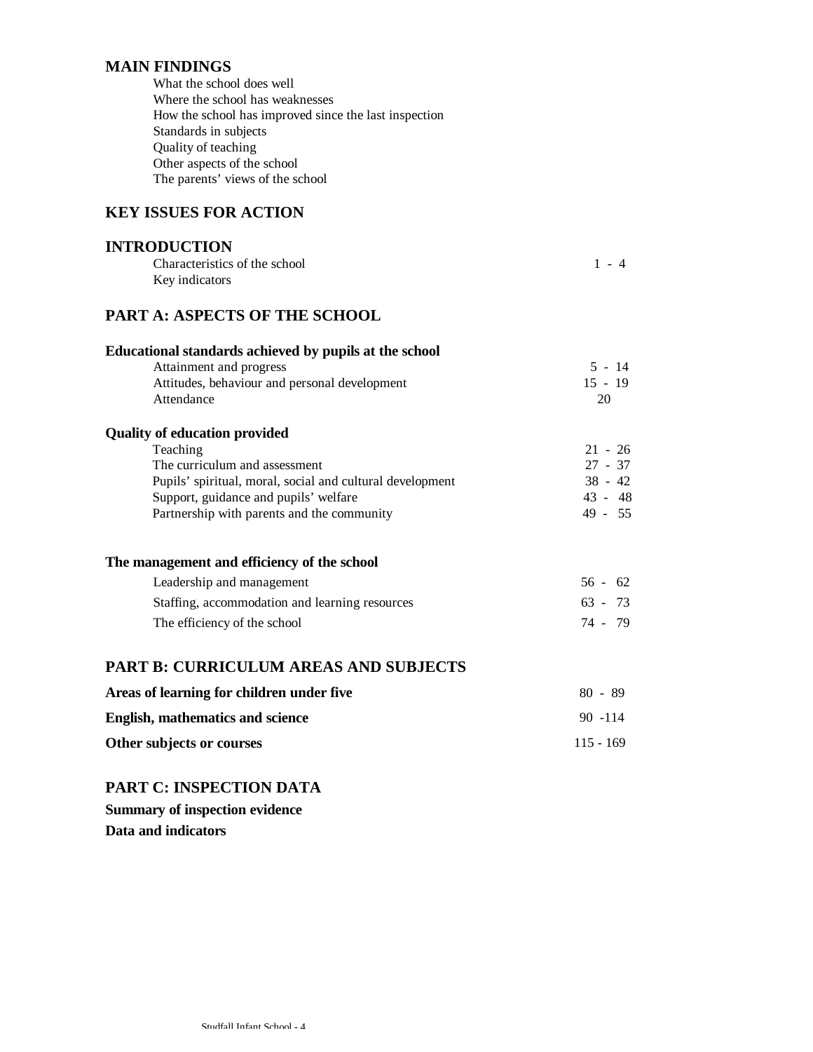## MAIN FINDINGS

What the school does well
Where the school has weaknesses
How the school has improved since the last inspection
Standards in subjects
Quality of teaching
Other aspects of the school
The parents' views of the school

## KEY ISSUES FOR ACTION

## INTRODUCTION

| | |
|---|---|
| Characteristics of the school | 1 - 4 |
| Key indicators | |

## PART A: ASPECTS OF THE SCHOOL

**Educational standards achieved by pupils at the school**

| | |
|---|---|
| Attainment and progress | 5 - 14 |
| Attitudes, behaviour and personal development | 15 - 19 |
| Attendance | 20 |

**Quality of education provided**

| | |
|---|---|
| Teaching | 21 - 26 |
| The curriculum and assessment | 27 - 37 |
| Pupils' spiritual, moral, social and cultural development | 38 - 42 |
| Support, guidance and pupils' welfare | 43 - 48 |
| Partnership with parents and the community | 49 - 55 |

**The management and efficiency of the school**

| | |
|---|---|
| Leadership and management | 56 - 62 |
| Staffing, accommodation and learning resources | 63 - 73 |
| The efficiency of the school | 74 - 79 |

## PART B: CURRICULUM AREAS AND SUBJECTS

| | |
|---|---|
| **Areas of learning for children under five** | 80 - 89 |
| **English, mathematics and science** | 90 -114 |
| **Other subjects or courses** | 115 - 169 |

## PART C: INSPECTION DATA

**Summary of inspection evidence**

**Data and indicators**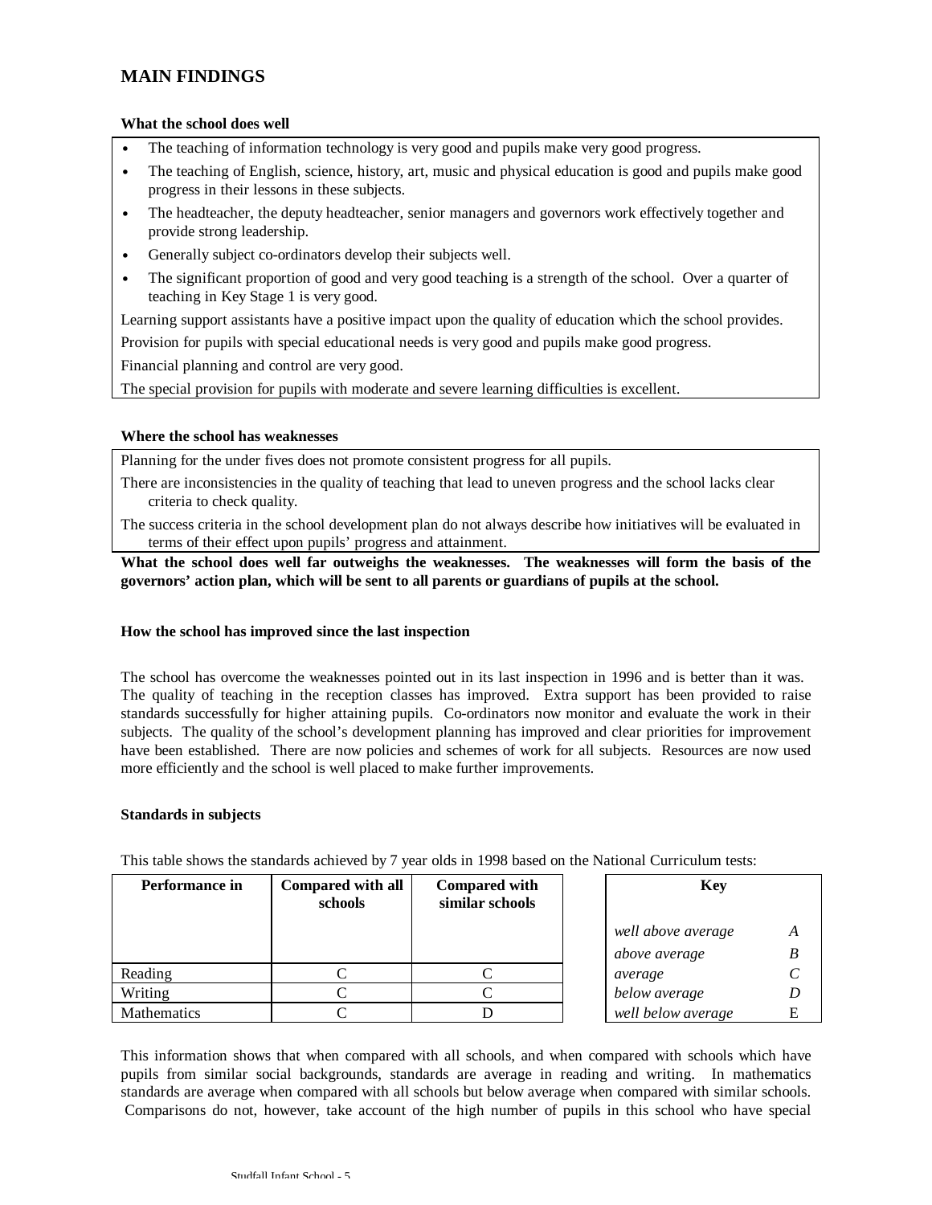## MAIN FINDINGS

**What the school does well**

- The teaching of information technology is very good and pupils make very good progress.
- The teaching of English, science, history, art, music and physical education is good and pupils make good progress in their lessons in these subjects.
- The headteacher, the deputy headteacher, senior managers and governors work effectively together and provide strong leadership.
- Generally subject co-ordinators develop their subjects well.
- The significant proportion of good and very good teaching is a strength of the school. Over a quarter of teaching in Key Stage 1 is very good.

Learning support assistants have a positive impact upon the quality of education which the school provides.

Provision for pupils with special educational needs is very good and pupils make good progress.

Financial planning and control are very good.

The special provision for pupils with moderate and severe learning difficulties is excellent.

**Where the school has weaknesses**

Planning for the under fives does not promote consistent progress for all pupils.

There are inconsistencies in the quality of teaching that lead to uneven progress and the school lacks clear criteria to check quality.

The success criteria in the school development plan do not always describe how initiatives will be evaluated in terms of their effect upon pupils' progress and attainment.

**What the school does well far outweighs the weaknesses. The weaknesses will form the basis of the governors' action plan, which will be sent to all parents or guardians of pupils at the school.**

**How the school has improved since the last inspection**

The school has overcome the weaknesses pointed out in its last inspection in 1996 and is better than it was. The quality of teaching in the reception classes has improved. Extra support has been provided to raise standards successfully for higher attaining pupils. Co-ordinators now monitor and evaluate the work in their subjects. The quality of the school's development planning has improved and clear priorities for improvement have been established. There are now policies and schemes of work for all subjects. Resources are now used more efficiently and the school is well placed to make further improvements.

**Standards in subjects**

This table shows the standards achieved by 7 year olds in 1998 based on the National Curriculum tests:

| Performance in | Compared with all schools | Compared with similar schools |
|---|---|---|
| Reading | C | C |
| Writing | C | C |
| Mathematics | C | D |

| Key | |
|---|---|
| *well above average* | *A* |
| *above average* | *B* |
| *average* | *C* |
| *below average* | *D* |
| *well below average* | E |

This information shows that when compared with all schools, and when compared with schools which have pupils from similar social backgrounds, standards are average in reading and writing. In mathematics standards are average when compared with all schools but below average when compared with similar schools. Comparisons do not, however, take account of the high number of pupils in this school who have special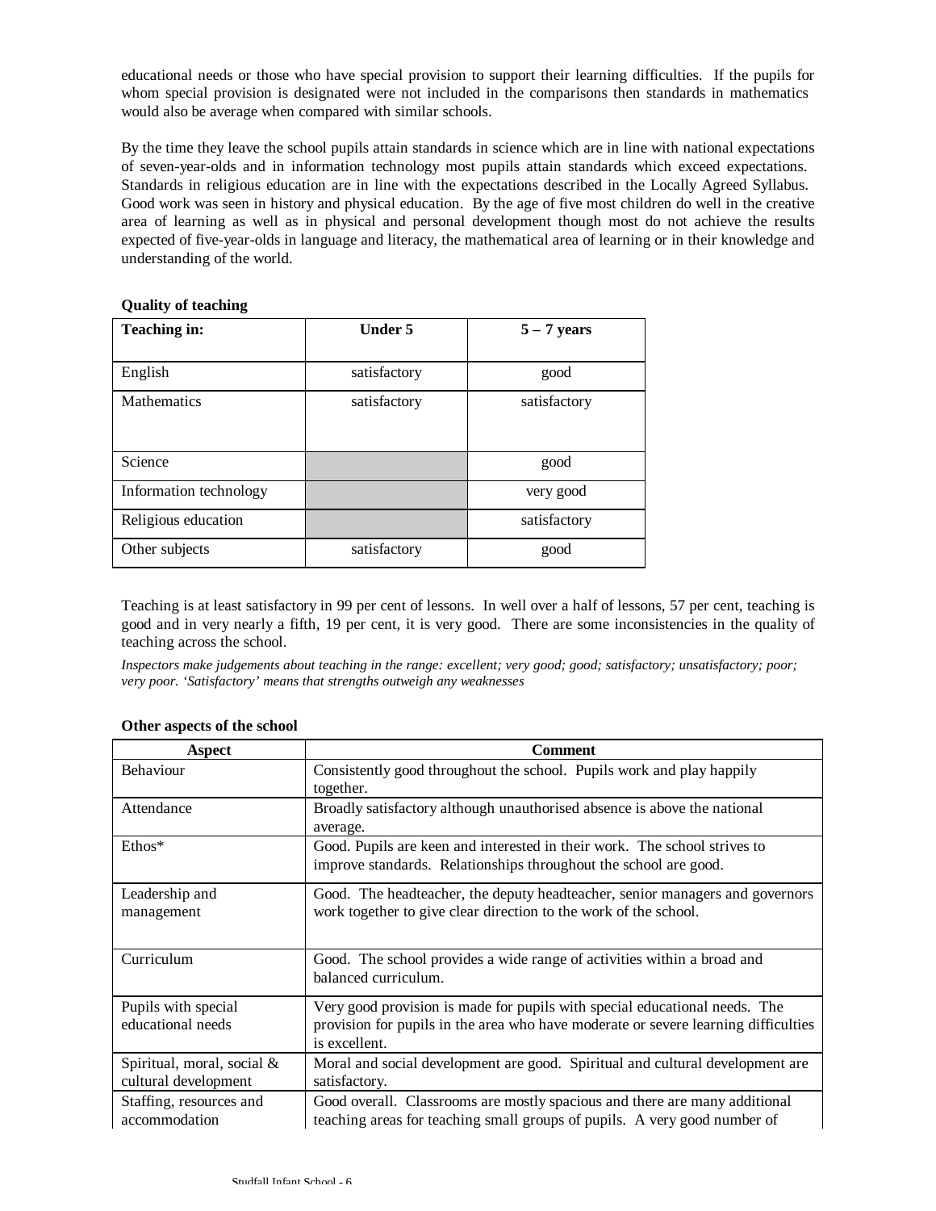educational needs or those who have special provision to support their learning difficulties. If the pupils for whom special provision is designated were not included in the comparisons then standards in mathematics would also be average when compared with similar schools.

By the time they leave the school pupils attain standards in science which are in line with national expectations of seven-year-olds and in information technology most pupils attain standards which exceed expectations. Standards in religious education are in line with the expectations described in the Locally Agreed Syllabus. Good work was seen in history and physical education. By the age of five most children do well in the creative area of learning as well as in physical and personal development though most do not achieve the results expected of five-year-olds in language and literacy, the mathematical area of learning or in their knowledge and understanding of the world.

**Quality of teaching**

| Teaching in: | Under 5 | 5 – 7 years |
|---|---|---|
| English | satisfactory | good |
| Mathematics | satisfactory | satisfactory |
| Science | | good |
| Information technology | | very good |
| Religious education | | satisfactory |
| Other subjects | satisfactory | good |

Teaching is at least satisfactory in 99 per cent of lessons. In well over a half of lessons, 57 per cent, teaching is good and in very nearly a fifth, 19 per cent, it is very good. There are some inconsistencies in the quality of teaching across the school.

*Inspectors make judgements about teaching in the range: excellent; very good; good; satisfactory; unsatisfactory; poor; very poor. 'Satisfactory' means that strengths outweigh any weaknesses*

**Other aspects of the school**

| Aspect | Comment |
|---|---|
| Behaviour | Consistently good throughout the school. Pupils work and play happily together. |
| Attendance | Broadly satisfactory although unauthorised absence is above the national average. |
| Ethos* | Good. Pupils are keen and interested in their work. The school strives to improve standards. Relationships throughout the school are good. |
| Leadership and management | Good. The headteacher, the deputy headteacher, senior managers and governors work together to give clear direction to the work of the school. |
| Curriculum | Good. The school provides a wide range of activities within a broad and balanced curriculum. |
| Pupils with special educational needs | Very good provision is made for pupils with special educational needs. The provision for pupils in the area who have moderate or severe learning difficulties is excellent. |
| Spiritual, moral, social & cultural development | Moral and social development are good. Spiritual and cultural development are satisfactory. |
| Staffing, resources and accommodation | Good overall. Classrooms are mostly spacious and there are many additional teaching areas for teaching small groups of pupils. A very good number of |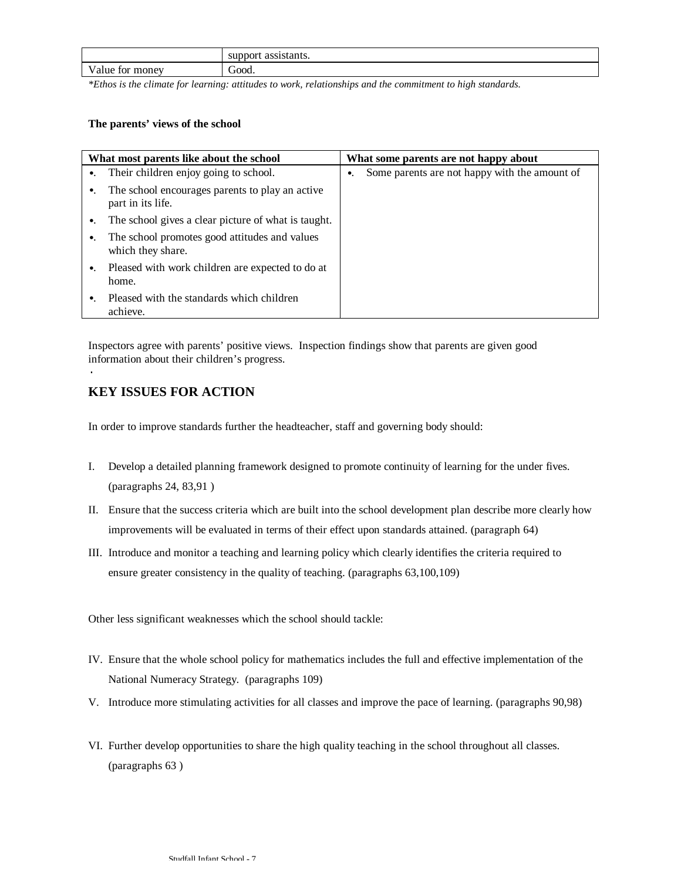| | support assistants. |
|---|---|
| Value for money | Good. |

*\*Ethos is the climate for learning: attitudes to work, relationships and the commitment to high standards.*

**The parents' views of the school**

| What most parents like about the school | What some parents are not happy about |
|---|---|
| • Their children enjoy going to school.<br>• The school encourages parents to play an active part in its life.<br>• The school gives a clear picture of what is taught.<br>• The school promotes good attitudes and values which they share.<br>• Pleased with work children are expected to do at home.<br>• Pleased with the standards which children achieve. | • Some parents are not happy with the amount of |

Inspectors agree with parents' positive views. Inspection findings show that parents are given good information about their children's progress.

## KEY ISSUES FOR ACTION

In order to improve standards further the headteacher, staff and governing body should:

I. Develop a detailed planning framework designed to promote continuity of learning for the under fives. (paragraphs 24, 83,91 )

II. Ensure that the success criteria which are built into the school development plan describe more clearly how improvements will be evaluated in terms of their effect upon standards attained. (paragraph 64)

III. Introduce and monitor a teaching and learning policy which clearly identifies the criteria required to ensure greater consistency in the quality of teaching. (paragraphs 63,100,109)

Other less significant weaknesses which the school should tackle:

IV. Ensure that the whole school policy for mathematics includes the full and effective implementation of the National Numeracy Strategy. (paragraphs 109)

V. Introduce more stimulating activities for all classes and improve the pace of learning. (paragraphs 90,98)

VI. Further develop opportunities to share the high quality teaching in the school throughout all classes. (paragraphs 63 )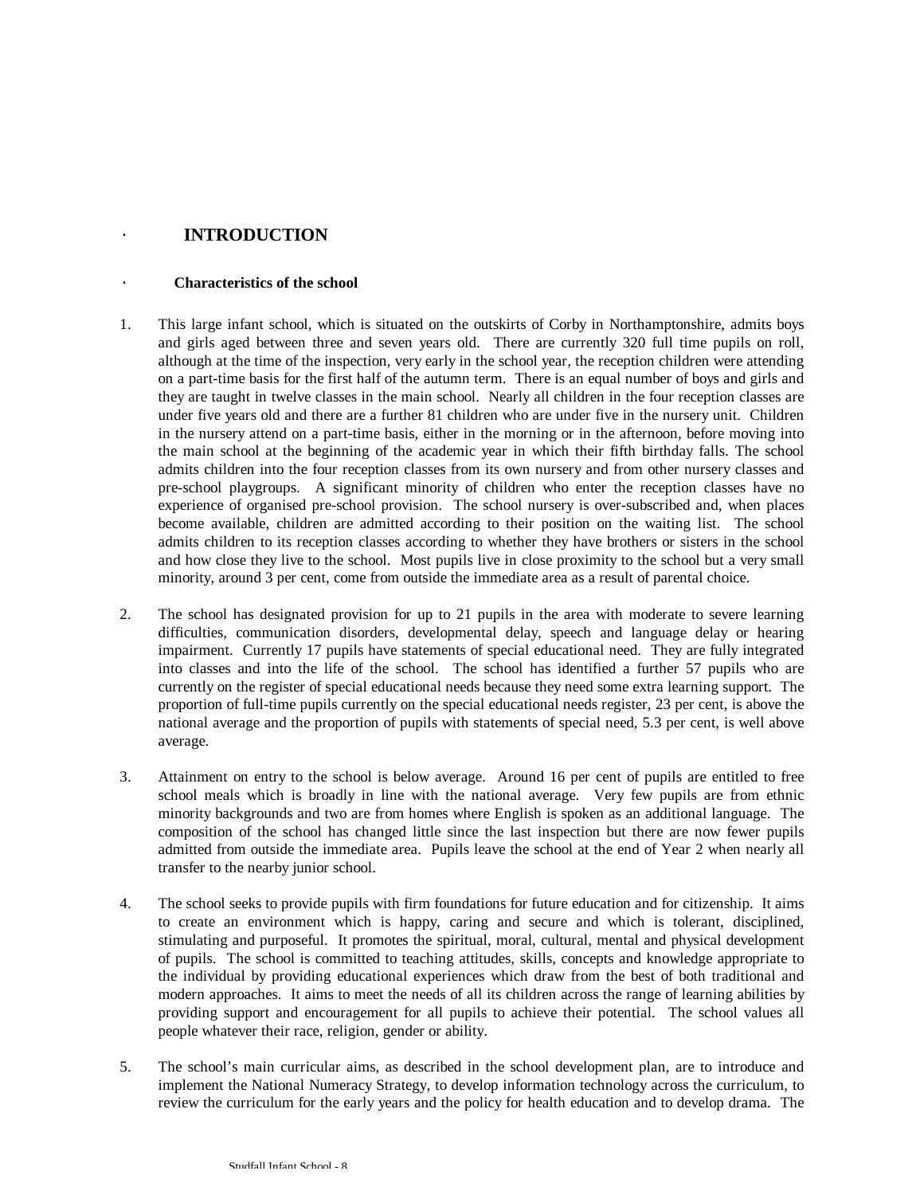# INTRODUCTION

## Characteristics of the school

1. This large infant school, which is situated on the outskirts of Corby in Northamptonshire, admits boys and girls aged between three and seven years old. There are currently 320 full time pupils on roll, although at the time of the inspection, very early in the school year, the reception children were attending on a part-time basis for the first half of the autumn term. There is an equal number of boys and girls and they are taught in twelve classes in the main school. Nearly all children in the four reception classes are under five years old and there are a further 81 children who are under five in the nursery unit. Children in the nursery attend on a part-time basis, either in the morning or in the afternoon, before moving into the main school at the beginning of the academic year in which their fifth birthday falls. The school admits children into the four reception classes from its own nursery and from other nursery classes and pre-school playgroups. A significant minority of children who enter the reception classes have no experience of organised pre-school provision. The school nursery is over-subscribed and, when places become available, children are admitted according to their position on the waiting list. The school admits children to its reception classes according to whether they have brothers or sisters in the school and how close they live to the school. Most pupils live in close proximity to the school but a very small minority, around 3 per cent, come from outside the immediate area as a result of parental choice.

2. The school has designated provision for up to 21 pupils in the area with moderate to severe learning difficulties, communication disorders, developmental delay, speech and language delay or hearing impairment. Currently 17 pupils have statements of special educational need. They are fully integrated into classes and into the life of the school. The school has identified a further 57 pupils who are currently on the register of special educational needs because they need some extra learning support. The proportion of full-time pupils currently on the special educational needs register, 23 per cent, is above the national average and the proportion of pupils with statements of special need, 5.3 per cent, is well above average.

3. Attainment on entry to the school is below average. Around 16 per cent of pupils are entitled to free school meals which is broadly in line with the national average. Very few pupils are from ethnic minority backgrounds and two are from homes where English is spoken as an additional language. The composition of the school has changed little since the last inspection but there are now fewer pupils admitted from outside the immediate area. Pupils leave the school at the end of Year 2 when nearly all transfer to the nearby junior school.

4. The school seeks to provide pupils with firm foundations for future education and for citizenship. It aims to create an environment which is happy, caring and secure and which is tolerant, disciplined, stimulating and purposeful. It promotes the spiritual, moral, cultural, mental and physical development of pupils. The school is committed to teaching attitudes, skills, concepts and knowledge appropriate to the individual by providing educational experiences which draw from the best of both traditional and modern approaches. It aims to meet the needs of all its children across the range of learning abilities by providing support and encouragement for all pupils to achieve their potential. The school values all people whatever their race, religion, gender or ability.

5. The school's main curricular aims, as described in the school development plan, are to introduce and implement the National Numeracy Strategy, to develop information technology across the curriculum, to review the curriculum for the early years and the policy for health education and to develop drama. The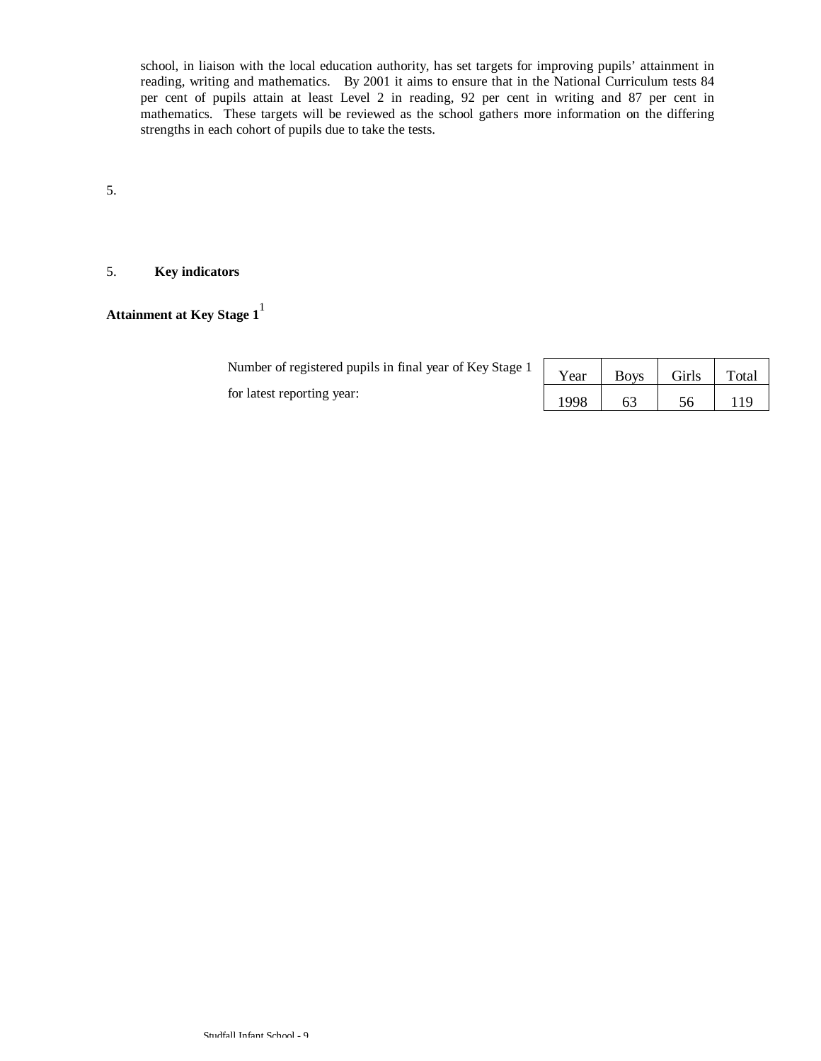school, in liaison with the local education authority, has set targets for improving pupils' attainment in reading, writing and mathematics. By 2001 it aims to ensure that in the National Curriculum tests 84 per cent of pupils attain at least Level 2 in reading, 92 per cent in writing and 87 per cent in mathematics. These targets will be reviewed as the school gathers more information on the differing strengths in each cohort of pupils due to take the tests.

5.

5. **Key indicators**

**Attainment at Key Stage 1**[1]

Number of registered pupils in final year of Key Stage 1 for latest reporting year:

| Year | Boys | Girls | Total |
|---|---|---|---|
| 1998 | 63 | 56 | 119 |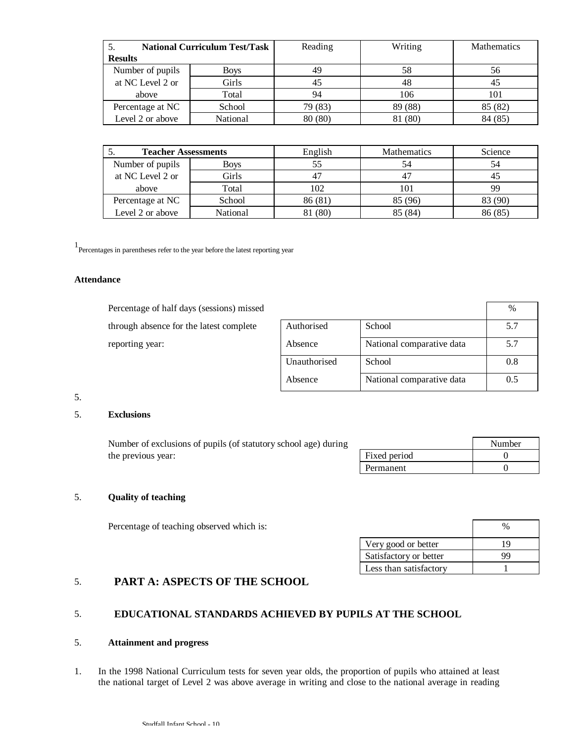| 5. **National Curriculum Test/Task Results** | | Reading | Writing | Mathematics |
|---|---|---|---|---|
| Number of pupils at NC Level 2 or above | Boys | 49 | 58 | 56 |
| | Girls | 45 | 48 | 45 |
| | Total | 94 | 106 | 101 |
| Percentage at NC Level 2 or above | School | 79 (83) | 89 (88) | 85 (82) |
| | National | 80 (80) | 81 (80) | 84 (85) |

| 5. **Teacher Assessments** | | English | Mathematics | Science |
|---|---|---|---|---|
| Number of pupils at NC Level 2 or above | Boys | 55 | 54 | 54 |
| | Girls | 47 | 47 | 45 |
| | Total | 102 | 101 | 99 |
| Percentage at NC Level 2 or above | School | 86 (81) | 85 (96) | 83 (90) |
| | National | 81 (80) | 85 (84) | 86 (85) |

[1] Percentages in parentheses refer to the year before the latest reporting year

**Attendance**

Percentage of half days (sessions) missed through absence for the latest complete reporting year:

| | | % |
|---|---|---|
| Authorised Absence | School | 5.7 |
| | National comparative data | 5.7 |
| Unauthorised Absence | School | 0.8 |
| | National comparative data | 0.5 |

5.

5. **Exclusions**

Number of exclusions of pupils (of statutory school age) during the previous year:

| | Number |
|---|---|
| Fixed period | 0 |
| Permanent | 0 |

5. **Quality of teaching**

Percentage of teaching observed which is:

| | % |
|---|---|
| Very good or better | 19 |
| Satisfactory or better | 99 |
| Less than satisfactory | 1 |

## 5. PART A: ASPECTS OF THE SCHOOL

## 5. EDUCATIONAL STANDARDS ACHIEVED BY PUPILS AT THE SCHOOL

### 5. Attainment and progress

1. In the 1998 National Curriculum tests for seven year olds, the proportion of pupils who attained at least the national target of Level 2 was above average in writing and close to the national average in reading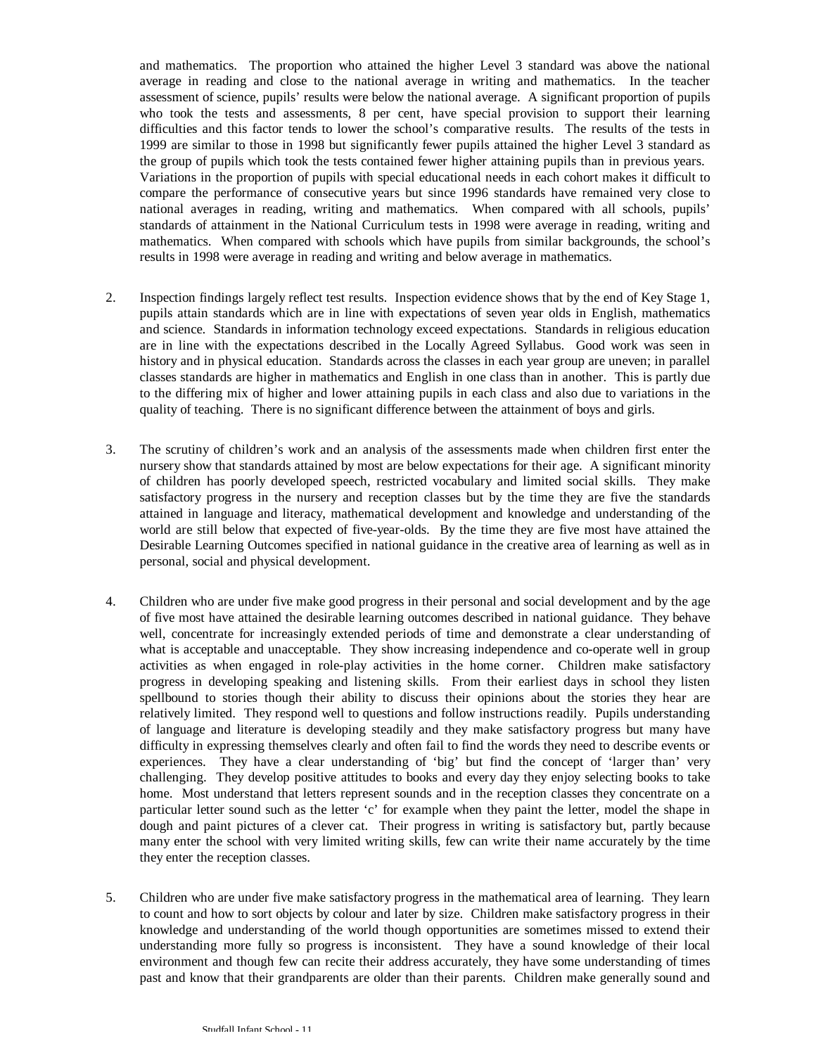and mathematics. The proportion who attained the higher Level 3 standard was above the national average in reading and close to the national average in writing and mathematics. In the teacher assessment of science, pupils' results were below the national average. A significant proportion of pupils who took the tests and assessments, 8 per cent, have special provision to support their learning difficulties and this factor tends to lower the school's comparative results. The results of the tests in 1999 are similar to those in 1998 but significantly fewer pupils attained the higher Level 3 standard as the group of pupils which took the tests contained fewer higher attaining pupils than in previous years. Variations in the proportion of pupils with special educational needs in each cohort makes it difficult to compare the performance of consecutive years but since 1996 standards have remained very close to national averages in reading, writing and mathematics. When compared with all schools, pupils' standards of attainment in the National Curriculum tests in 1998 were average in reading, writing and mathematics. When compared with schools which have pupils from similar backgrounds, the school's results in 1998 were average in reading and writing and below average in mathematics.

2. Inspection findings largely reflect test results. Inspection evidence shows that by the end of Key Stage 1, pupils attain standards which are in line with expectations of seven year olds in English, mathematics and science. Standards in information technology exceed expectations. Standards in religious education are in line with the expectations described in the Locally Agreed Syllabus. Good work was seen in history and in physical education. Standards across the classes in each year group are uneven; in parallel classes standards are higher in mathematics and English in one class than in another. This is partly due to the differing mix of higher and lower attaining pupils in each class and also due to variations in the quality of teaching. There is no significant difference between the attainment of boys and girls.

3. The scrutiny of children's work and an analysis of the assessments made when children first enter the nursery show that standards attained by most are below expectations for their age. A significant minority of children has poorly developed speech, restricted vocabulary and limited social skills. They make satisfactory progress in the nursery and reception classes but by the time they are five the standards attained in language and literacy, mathematical development and knowledge and understanding of the world are still below that expected of five-year-olds. By the time they are five most have attained the Desirable Learning Outcomes specified in national guidance in the creative area of learning as well as in personal, social and physical development.

4. Children who are under five make good progress in their personal and social development and by the age of five most have attained the desirable learning outcomes described in national guidance. They behave well, concentrate for increasingly extended periods of time and demonstrate a clear understanding of what is acceptable and unacceptable. They show increasing independence and co-operate well in group activities as when engaged in role-play activities in the home corner. Children make satisfactory progress in developing speaking and listening skills. From their earliest days in school they listen spellbound to stories though their ability to discuss their opinions about the stories they hear are relatively limited. They respond well to questions and follow instructions readily. Pupils understanding of language and literature is developing steadily and they make satisfactory progress but many have difficulty in expressing themselves clearly and often fail to find the words they need to describe events or experiences. They have a clear understanding of 'big' but find the concept of 'larger than' very challenging. They develop positive attitudes to books and every day they enjoy selecting books to take home. Most understand that letters represent sounds and in the reception classes they concentrate on a particular letter sound such as the letter 'c' for example when they paint the letter, model the shape in dough and paint pictures of a clever cat. Their progress in writing is satisfactory but, partly because many enter the school with very limited writing skills, few can write their name accurately by the time they enter the reception classes.

5. Children who are under five make satisfactory progress in the mathematical area of learning. They learn to count and how to sort objects by colour and later by size. Children make satisfactory progress in their knowledge and understanding of the world though opportunities are sometimes missed to extend their understanding more fully so progress is inconsistent. They have a sound knowledge of their local environment and though few can recite their address accurately, they have some understanding of times past and know that their grandparents are older than their parents. Children make generally sound and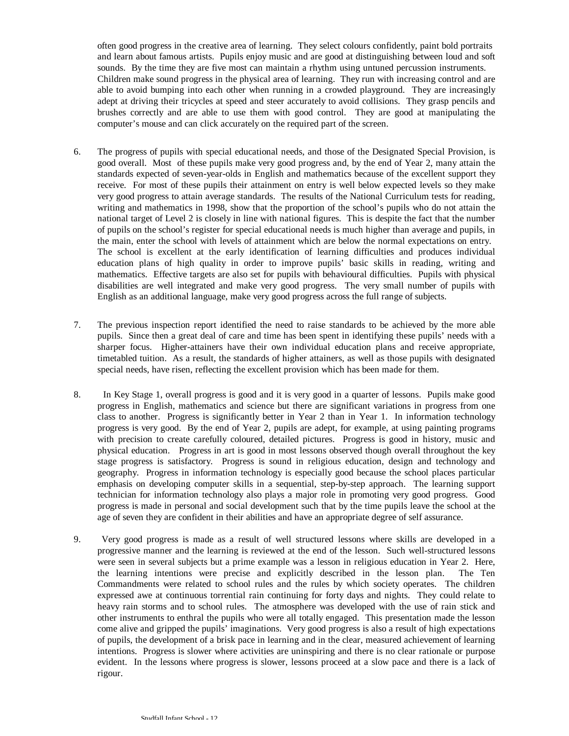often good progress in the creative area of learning. They select colours confidently, paint bold portraits and learn about famous artists. Pupils enjoy music and are good at distinguishing between loud and soft sounds. By the time they are five most can maintain a rhythm using untuned percussion instruments. Children make sound progress in the physical area of learning. They run with increasing control and are able to avoid bumping into each other when running in a crowded playground. They are increasingly adept at driving their tricycles at speed and steer accurately to avoid collisions. They grasp pencils and brushes correctly and are able to use them with good control. They are good at manipulating the computer's mouse and can click accurately on the required part of the screen.

6. The progress of pupils with special educational needs, and those of the Designated Special Provision, is good overall. Most of these pupils make very good progress and, by the end of Year 2, many attain the standards expected of seven-year-olds in English and mathematics because of the excellent support they receive. For most of these pupils their attainment on entry is well below expected levels so they make very good progress to attain average standards. The results of the National Curriculum tests for reading, writing and mathematics in 1998, show that the proportion of the school's pupils who do not attain the national target of Level 2 is closely in line with national figures. This is despite the fact that the number of pupils on the school's register for special educational needs is much higher than average and pupils, in the main, enter the school with levels of attainment which are below the normal expectations on entry. The school is excellent at the early identification of learning difficulties and produces individual education plans of high quality in order to improve pupils' basic skills in reading, writing and mathematics. Effective targets are also set for pupils with behavioural difficulties. Pupils with physical disabilities are well integrated and make very good progress. The very small number of pupils with English as an additional language, make very good progress across the full range of subjects.

7. The previous inspection report identified the need to raise standards to be achieved by the more able pupils. Since then a great deal of care and time has been spent in identifying these pupils' needs with a sharper focus. Higher-attainers have their own individual education plans and receive appropriate, timetabled tuition. As a result, the standards of higher attainers, as well as those pupils with designated special needs, have risen, reflecting the excellent provision which has been made for them.

8. In Key Stage 1, overall progress is good and it is very good in a quarter of lessons. Pupils make good progress in English, mathematics and science but there are significant variations in progress from one class to another. Progress is significantly better in Year 2 than in Year 1. In information technology progress is very good. By the end of Year 2, pupils are adept, for example, at using painting programs with precision to create carefully coloured, detailed pictures. Progress is good in history, music and physical education. Progress in art is good in most lessons observed though overall throughout the key stage progress is satisfactory. Progress is sound in religious education, design and technology and geography. Progress in information technology is especially good because the school places particular emphasis on developing computer skills in a sequential, step-by-step approach. The learning support technician for information technology also plays a major role in promoting very good progress. Good progress is made in personal and social development such that by the time pupils leave the school at the age of seven they are confident in their abilities and have an appropriate degree of self assurance.

9. Very good progress is made as a result of well structured lessons where skills are developed in a progressive manner and the learning is reviewed at the end of the lesson. Such well-structured lessons were seen in several subjects but a prime example was a lesson in religious education in Year 2. Here, the learning intentions were precise and explicitly described in the lesson plan. The Ten Commandments were related to school rules and the rules by which society operates. The children expressed awe at continuous torrential rain continuing for forty days and nights. They could relate to heavy rain storms and to school rules. The atmosphere was developed with the use of rain stick and other instruments to enthral the pupils who were all totally engaged. This presentation made the lesson come alive and gripped the pupils' imaginations. Very good progress is also a result of high expectations of pupils, the development of a brisk pace in learning and in the clear, measured achievement of learning intentions. Progress is slower where activities are uninspiring and there is no clear rationale or purpose evident. In the lessons where progress is slower, lessons proceed at a slow pace and there is a lack of rigour.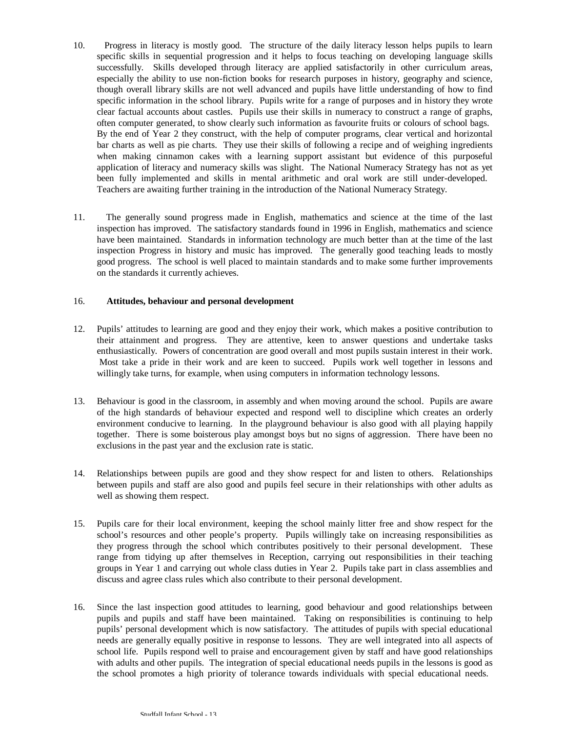10. Progress in literacy is mostly good. The structure of the daily literacy lesson helps pupils to learn specific skills in sequential progression and it helps to focus teaching on developing language skills successfully. Skills developed through literacy are applied satisfactorily in other curriculum areas, especially the ability to use non-fiction books for research purposes in history, geography and science, though overall library skills are not well advanced and pupils have little understanding of how to find specific information in the school library. Pupils write for a range of purposes and in history they wrote clear factual accounts about castles. Pupils use their skills in numeracy to construct a range of graphs, often computer generated, to show clearly such information as favourite fruits or colours of school bags. By the end of Year 2 they construct, with the help of computer programs, clear vertical and horizontal bar charts as well as pie charts. They use their skills of following a recipe and of weighing ingredients when making cinnamon cakes with a learning support assistant but evidence of this purposeful application of literacy and numeracy skills was slight. The National Numeracy Strategy has not as yet been fully implemented and skills in mental arithmetic and oral work are still under-developed. Teachers are awaiting further training in the introduction of the National Numeracy Strategy.

11. The generally sound progress made in English, mathematics and science at the time of the last inspection has improved. The satisfactory standards found in 1996 in English, mathematics and science have been maintained. Standards in information technology are much better than at the time of the last inspection Progress in history and music has improved. The generally good teaching leads to mostly good progress. The school is well placed to maintain standards and to make some further improvements on the standards it currently achieves.

16. **Attitudes, behaviour and personal development**

12. Pupils' attitudes to learning are good and they enjoy their work, which makes a positive contribution to their attainment and progress. They are attentive, keen to answer questions and undertake tasks enthusiastically. Powers of concentration are good overall and most pupils sustain interest in their work. Most take a pride in their work and are keen to succeed. Pupils work well together in lessons and willingly take turns, for example, when using computers in information technology lessons.

13. Behaviour is good in the classroom, in assembly and when moving around the school. Pupils are aware of the high standards of behaviour expected and respond well to discipline which creates an orderly environment conducive to learning. In the playground behaviour is also good with all playing happily together. There is some boisterous play amongst boys but no signs of aggression. There have been no exclusions in the past year and the exclusion rate is static.

14. Relationships between pupils are good and they show respect for and listen to others. Relationships between pupils and staff are also good and pupils feel secure in their relationships with other adults as well as showing them respect.

15. Pupils care for their local environment, keeping the school mainly litter free and show respect for the school's resources and other people's property. Pupils willingly take on increasing responsibilities as they progress through the school which contributes positively to their personal development. These range from tidying up after themselves in Reception, carrying out responsibilities in their teaching groups in Year 1 and carrying out whole class duties in Year 2. Pupils take part in class assemblies and discuss and agree class rules which also contribute to their personal development.

16. Since the last inspection good attitudes to learning, good behaviour and good relationships between pupils and pupils and staff have been maintained. Taking on responsibilities is continuing to help pupils' personal development which is now satisfactory. The attitudes of pupils with special educational needs are generally equally positive in response to lessons. They are well integrated into all aspects of school life. Pupils respond well to praise and encouragement given by staff and have good relationships with adults and other pupils. The integration of special educational needs pupils in the lessons is good as the school promotes a high priority of tolerance towards individuals with special educational needs.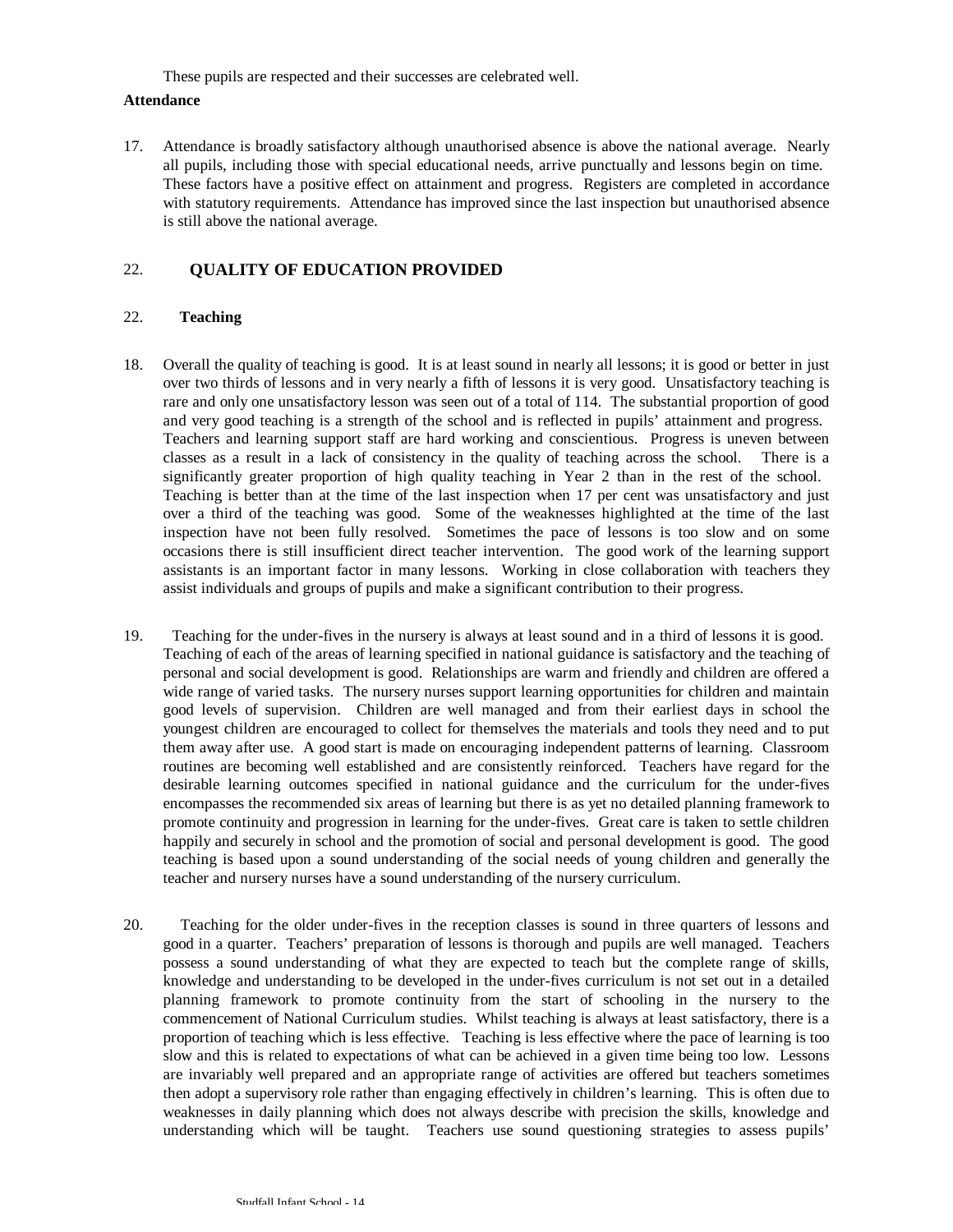These pupils are respected and their successes are celebrated well.

**Attendance**

17. Attendance is broadly satisfactory although unauthorised absence is above the national average. Nearly all pupils, including those with special educational needs, arrive punctually and lessons begin on time. These factors have a positive effect on attainment and progress. Registers are completed in accordance with statutory requirements. Attendance has improved since the last inspection but unauthorised absence is still above the national average.

## 22. QUALITY OF EDUCATION PROVIDED

### 22. Teaching

18. Overall the quality of teaching is good. It is at least sound in nearly all lessons; it is good or better in just over two thirds of lessons and in very nearly a fifth of lessons it is very good. Unsatisfactory teaching is rare and only one unsatisfactory lesson was seen out of a total of 114. The substantial proportion of good and very good teaching is a strength of the school and is reflected in pupils' attainment and progress. Teachers and learning support staff are hard working and conscientious. Progress is uneven between classes as a result in a lack of consistency in the quality of teaching across the school. There is a significantly greater proportion of high quality teaching in Year 2 than in the rest of the school. Teaching is better than at the time of the last inspection when 17 per cent was unsatisfactory and just over a third of the teaching was good. Some of the weaknesses highlighted at the time of the last inspection have not been fully resolved. Sometimes the pace of lessons is too slow and on some occasions there is still insufficient direct teacher intervention. The good work of the learning support assistants is an important factor in many lessons. Working in close collaboration with teachers they assist individuals and groups of pupils and make a significant contribution to their progress.

19. Teaching for the under-fives in the nursery is always at least sound and in a third of lessons it is good. Teaching of each of the areas of learning specified in national guidance is satisfactory and the teaching of personal and social development is good. Relationships are warm and friendly and children are offered a wide range of varied tasks. The nursery nurses support learning opportunities for children and maintain good levels of supervision. Children are well managed and from their earliest days in school the youngest children are encouraged to collect for themselves the materials and tools they need and to put them away after use. A good start is made on encouraging independent patterns of learning. Classroom routines are becoming well established and are consistently reinforced. Teachers have regard for the desirable learning outcomes specified in national guidance and the curriculum for the under-fives encompasses the recommended six areas of learning but there is as yet no detailed planning framework to promote continuity and progression in learning for the under-fives. Great care is taken to settle children happily and securely in school and the promotion of social and personal development is good. The good teaching is based upon a sound understanding of the social needs of young children and generally the teacher and nursery nurses have a sound understanding of the nursery curriculum.

20. Teaching for the older under-fives in the reception classes is sound in three quarters of lessons and good in a quarter. Teachers' preparation of lessons is thorough and pupils are well managed. Teachers possess a sound understanding of what they are expected to teach but the complete range of skills, knowledge and understanding to be developed in the under-fives curriculum is not set out in a detailed planning framework to promote continuity from the start of schooling in the nursery to the commencement of National Curriculum studies. Whilst teaching is always at least satisfactory, there is a proportion of teaching which is less effective. Teaching is less effective where the pace of learning is too slow and this is related to expectations of what can be achieved in a given time being too low. Lessons are invariably well prepared and an appropriate range of activities are offered but teachers sometimes then adopt a supervisory role rather than engaging effectively in children's learning. This is often due to weaknesses in daily planning which does not always describe with precision the skills, knowledge and understanding which will be taught. Teachers use sound questioning strategies to assess pupils'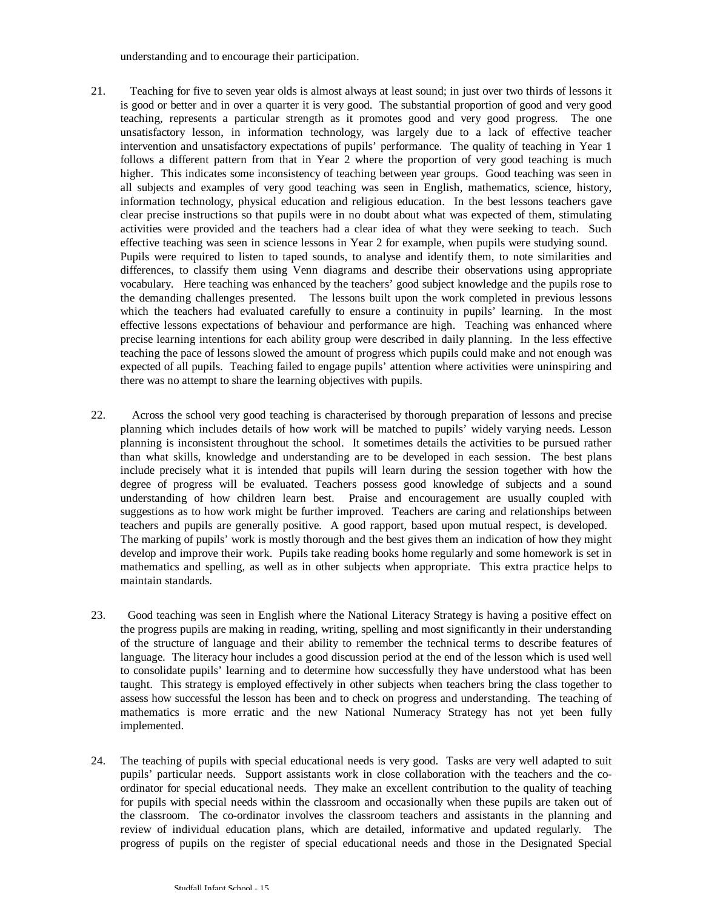understanding and to encourage their participation.

21. Teaching for five to seven year olds is almost always at least sound; in just over two thirds of lessons it is good or better and in over a quarter it is very good. The substantial proportion of good and very good teaching, represents a particular strength as it promotes good and very good progress. The one unsatisfactory lesson, in information technology, was largely due to a lack of effective teacher intervention and unsatisfactory expectations of pupils' performance. The quality of teaching in Year 1 follows a different pattern from that in Year 2 where the proportion of very good teaching is much higher. This indicates some inconsistency of teaching between year groups. Good teaching was seen in all subjects and examples of very good teaching was seen in English, mathematics, science, history, information technology, physical education and religious education. In the best lessons teachers gave clear precise instructions so that pupils were in no doubt about what was expected of them, stimulating activities were provided and the teachers had a clear idea of what they were seeking to teach. Such effective teaching was seen in science lessons in Year 2 for example, when pupils were studying sound. Pupils were required to listen to taped sounds, to analyse and identify them, to note similarities and differences, to classify them using Venn diagrams and describe their observations using appropriate vocabulary. Here teaching was enhanced by the teachers' good subject knowledge and the pupils rose to the demanding challenges presented. The lessons built upon the work completed in previous lessons which the teachers had evaluated carefully to ensure a continuity in pupils' learning. In the most effective lessons expectations of behaviour and performance are high. Teaching was enhanced where precise learning intentions for each ability group were described in daily planning. In the less effective teaching the pace of lessons slowed the amount of progress which pupils could make and not enough was expected of all pupils. Teaching failed to engage pupils' attention where activities were uninspiring and there was no attempt to share the learning objectives with pupils.

22. Across the school very good teaching is characterised by thorough preparation of lessons and precise planning which includes details of how work will be matched to pupils' widely varying needs. Lesson planning is inconsistent throughout the school. It sometimes details the activities to be pursued rather than what skills, knowledge and understanding are to be developed in each session. The best plans include precisely what it is intended that pupils will learn during the session together with how the degree of progress will be evaluated. Teachers possess good knowledge of subjects and a sound understanding of how children learn best. Praise and encouragement are usually coupled with suggestions as to how work might be further improved. Teachers are caring and relationships between teachers and pupils are generally positive. A good rapport, based upon mutual respect, is developed. The marking of pupils' work is mostly thorough and the best gives them an indication of how they might develop and improve their work. Pupils take reading books home regularly and some homework is set in mathematics and spelling, as well as in other subjects when appropriate. This extra practice helps to maintain standards.

23. Good teaching was seen in English where the National Literacy Strategy is having a positive effect on the progress pupils are making in reading, writing, spelling and most significantly in their understanding of the structure of language and their ability to remember the technical terms to describe features of language. The literacy hour includes a good discussion period at the end of the lesson which is used well to consolidate pupils' learning and to determine how successfully they have understood what has been taught. This strategy is employed effectively in other subjects when teachers bring the class together to assess how successful the lesson has been and to check on progress and understanding. The teaching of mathematics is more erratic and the new National Numeracy Strategy has not yet been fully implemented.

24. The teaching of pupils with special educational needs is very good. Tasks are very well adapted to suit pupils' particular needs. Support assistants work in close collaboration with the teachers and the co-ordinator for special educational needs. They make an excellent contribution to the quality of teaching for pupils with special needs within the classroom and occasionally when these pupils are taken out of the classroom. The co-ordinator involves the classroom teachers and assistants in the planning and review of individual education plans, which are detailed, informative and updated regularly. The progress of pupils on the register of special educational needs and those in the Designated Special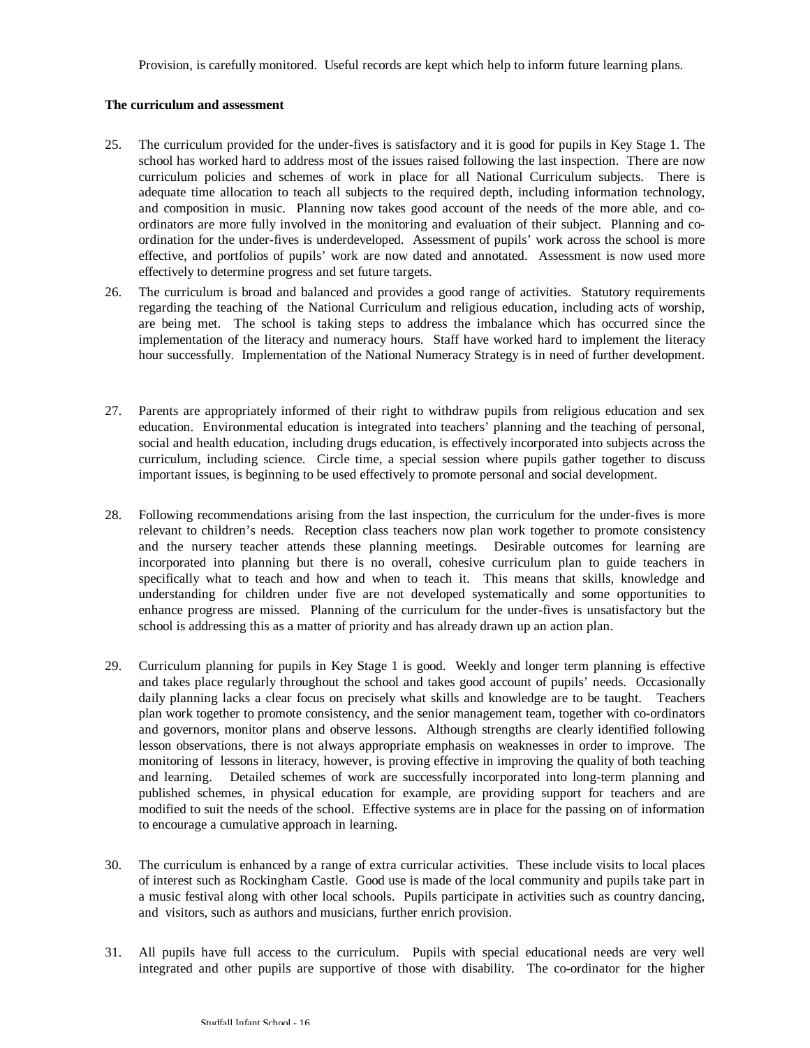Provision, is carefully monitored. Useful records are kept which help to inform future learning plans.

**The curriculum and assessment**

25. The curriculum provided for the under-fives is satisfactory and it is good for pupils in Key Stage 1. The school has worked hard to address most of the issues raised following the last inspection. There are now curriculum policies and schemes of work in place for all National Curriculum subjects. There is adequate time allocation to teach all subjects to the required depth, including information technology, and composition in music. Planning now takes good account of the needs of the more able, and co-ordinators are more fully involved in the monitoring and evaluation of their subject. Planning and co-ordination for the under-fives is underdeveloped. Assessment of pupils' work across the school is more effective, and portfolios of pupils' work are now dated and annotated. Assessment is now used more effectively to determine progress and set future targets.

26. The curriculum is broad and balanced and provides a good range of activities. Statutory requirements regarding the teaching of the National Curriculum and religious education, including acts of worship, are being met. The school is taking steps to address the imbalance which has occurred since the implementation of the literacy and numeracy hours. Staff have worked hard to implement the literacy hour successfully. Implementation of the National Numeracy Strategy is in need of further development.

27. Parents are appropriately informed of their right to withdraw pupils from religious education and sex education. Environmental education is integrated into teachers' planning and the teaching of personal, social and health education, including drugs education, is effectively incorporated into subjects across the curriculum, including science. Circle time, a special session where pupils gather together to discuss important issues, is beginning to be used effectively to promote personal and social development.

28. Following recommendations arising from the last inspection, the curriculum for the under-fives is more relevant to children's needs. Reception class teachers now plan work together to promote consistency and the nursery teacher attends these planning meetings. Desirable outcomes for learning are incorporated into planning but there is no overall, cohesive curriculum plan to guide teachers in specifically what to teach and how and when to teach it. This means that skills, knowledge and understanding for children under five are not developed systematically and some opportunities to enhance progress are missed. Planning of the curriculum for the under-fives is unsatisfactory but the school is addressing this as a matter of priority and has already drawn up an action plan.

29. Curriculum planning for pupils in Key Stage 1 is good. Weekly and longer term planning is effective and takes place regularly throughout the school and takes good account of pupils' needs. Occasionally daily planning lacks a clear focus on precisely what skills and knowledge are to be taught. Teachers plan work together to promote consistency, and the senior management team, together with co-ordinators and governors, monitor plans and observe lessons. Although strengths are clearly identified following lesson observations, there is not always appropriate emphasis on weaknesses in order to improve. The monitoring of lessons in literacy, however, is proving effective in improving the quality of both teaching and learning. Detailed schemes of work are successfully incorporated into long-term planning and published schemes, in physical education for example, are providing support for teachers and are modified to suit the needs of the school. Effective systems are in place for the passing on of information to encourage a cumulative approach in learning.

30. The curriculum is enhanced by a range of extra curricular activities. These include visits to local places of interest such as Rockingham Castle. Good use is made of the local community and pupils take part in a music festival along with other local schools. Pupils participate in activities such as country dancing, and visitors, such as authors and musicians, further enrich provision.

31. All pupils have full access to the curriculum. Pupils with special educational needs are very well integrated and other pupils are supportive of those with disability. The co-ordinator for the higher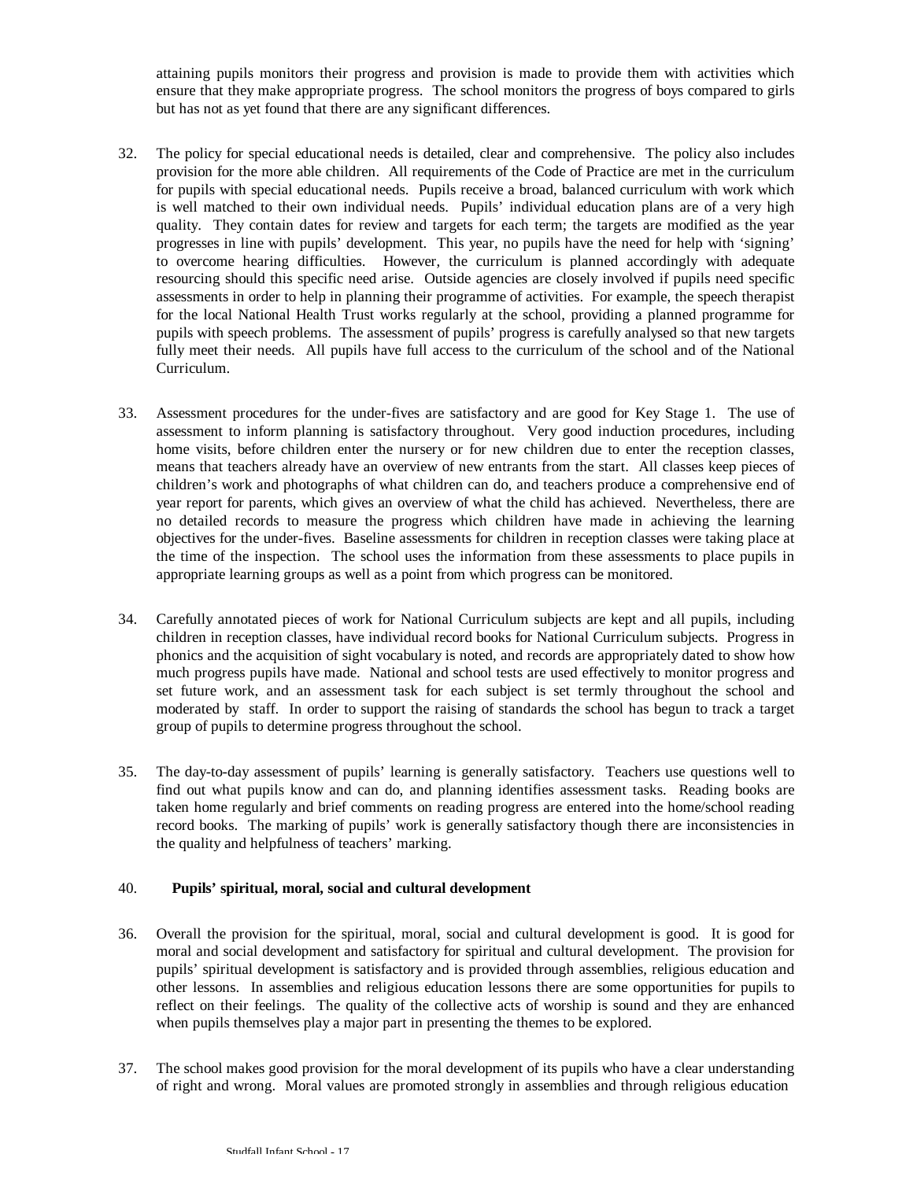attaining pupils monitors their progress and provision is made to provide them with activities which ensure that they make appropriate progress. The school monitors the progress of boys compared to girls but has not as yet found that there are any significant differences.

32. The policy for special educational needs is detailed, clear and comprehensive. The policy also includes provision for the more able children. All requirements of the Code of Practice are met in the curriculum for pupils with special educational needs. Pupils receive a broad, balanced curriculum with work which is well matched to their own individual needs. Pupils' individual education plans are of a very high quality. They contain dates for review and targets for each term; the targets are modified as the year progresses in line with pupils' development. This year, no pupils have the need for help with 'signing' to overcome hearing difficulties. However, the curriculum is planned accordingly with adequate resourcing should this specific need arise. Outside agencies are closely involved if pupils need specific assessments in order to help in planning their programme of activities. For example, the speech therapist for the local National Health Trust works regularly at the school, providing a planned programme for pupils with speech problems. The assessment of pupils' progress is carefully analysed so that new targets fully meet their needs. All pupils have full access to the curriculum of the school and of the National Curriculum.

33. Assessment procedures for the under-fives are satisfactory and are good for Key Stage 1. The use of assessment to inform planning is satisfactory throughout. Very good induction procedures, including home visits, before children enter the nursery or for new children due to enter the reception classes, means that teachers already have an overview of new entrants from the start. All classes keep pieces of children's work and photographs of what children can do, and teachers produce a comprehensive end of year report for parents, which gives an overview of what the child has achieved. Nevertheless, there are no detailed records to measure the progress which children have made in achieving the learning objectives for the under-fives. Baseline assessments for children in reception classes were taking place at the time of the inspection. The school uses the information from these assessments to place pupils in appropriate learning groups as well as a point from which progress can be monitored.

34. Carefully annotated pieces of work for National Curriculum subjects are kept and all pupils, including children in reception classes, have individual record books for National Curriculum subjects. Progress in phonics and the acquisition of sight vocabulary is noted, and records are appropriately dated to show how much progress pupils have made. National and school tests are used effectively to monitor progress and set future work, and an assessment task for each subject is set termly throughout the school and moderated by staff. In order to support the raising of standards the school has begun to track a target group of pupils to determine progress throughout the school.

35. The day-to-day assessment of pupils' learning is generally satisfactory. Teachers use questions well to find out what pupils know and can do, and planning identifies assessment tasks. Reading books are taken home regularly and brief comments on reading progress are entered into the home/school reading record books. The marking of pupils' work is generally satisfactory though there are inconsistencies in the quality and helpfulness of teachers' marking.

40. **Pupils' spiritual, moral, social and cultural development**

36. Overall the provision for the spiritual, moral, social and cultural development is good. It is good for moral and social development and satisfactory for spiritual and cultural development. The provision for pupils' spiritual development is satisfactory and is provided through assemblies, religious education and other lessons. In assemblies and religious education lessons there are some opportunities for pupils to reflect on their feelings. The quality of the collective acts of worship is sound and they are enhanced when pupils themselves play a major part in presenting the themes to be explored.

37. The school makes good provision for the moral development of its pupils who have a clear understanding of right and wrong. Moral values are promoted strongly in assemblies and through religious education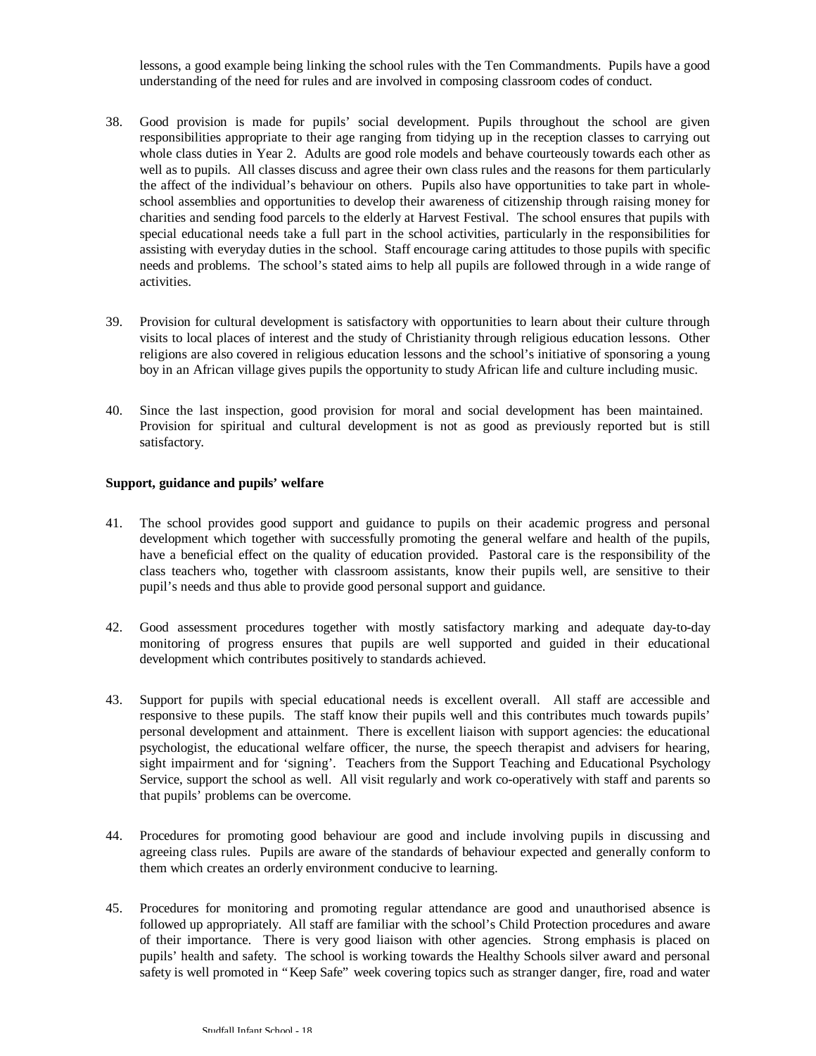lessons, a good example being linking the school rules with the Ten Commandments. Pupils have a good understanding of the need for rules and are involved in composing classroom codes of conduct.

38. Good provision is made for pupils' social development. Pupils throughout the school are given responsibilities appropriate to their age ranging from tidying up in the reception classes to carrying out whole class duties in Year 2. Adults are good role models and behave courteously towards each other as well as to pupils. All classes discuss and agree their own class rules and the reasons for them particularly the affect of the individual's behaviour on others. Pupils also have opportunities to take part in whole-school assemblies and opportunities to develop their awareness of citizenship through raising money for charities and sending food parcels to the elderly at Harvest Festival. The school ensures that pupils with special educational needs take a full part in the school activities, particularly in the responsibilities for assisting with everyday duties in the school. Staff encourage caring attitudes to those pupils with specific needs and problems. The school's stated aims to help all pupils are followed through in a wide range of activities.

39. Provision for cultural development is satisfactory with opportunities to learn about their culture through visits to local places of interest and the study of Christianity through religious education lessons. Other religions are also covered in religious education lessons and the school's initiative of sponsoring a young boy in an African village gives pupils the opportunity to study African life and culture including music.

40. Since the last inspection, good provision for moral and social development has been maintained. Provision for spiritual and cultural development is not as good as previously reported but is still satisfactory.

**Support, guidance and pupils' welfare**

41. The school provides good support and guidance to pupils on their academic progress and personal development which together with successfully promoting the general welfare and health of the pupils, have a beneficial effect on the quality of education provided. Pastoral care is the responsibility of the class teachers who, together with classroom assistants, know their pupils well, are sensitive to their pupil's needs and thus able to provide good personal support and guidance.

42. Good assessment procedures together with mostly satisfactory marking and adequate day-to-day monitoring of progress ensures that pupils are well supported and guided in their educational development which contributes positively to standards achieved.

43. Support for pupils with special educational needs is excellent overall. All staff are accessible and responsive to these pupils. The staff know their pupils well and this contributes much towards pupils' personal development and attainment. There is excellent liaison with support agencies: the educational psychologist, the educational welfare officer, the nurse, the speech therapist and advisers for hearing, sight impairment and for 'signing'. Teachers from the Support Teaching and Educational Psychology Service, support the school as well. All visit regularly and work co-operatively with staff and parents so that pupils' problems can be overcome.

44. Procedures for promoting good behaviour are good and include involving pupils in discussing and agreeing class rules. Pupils are aware of the standards of behaviour expected and generally conform to them which creates an orderly environment conducive to learning.

45. Procedures for monitoring and promoting regular attendance are good and unauthorised absence is followed up appropriately. All staff are familiar with the school's Child Protection procedures and aware of their importance. There is very good liaison with other agencies. Strong emphasis is placed on pupils' health and safety. The school is working towards the Healthy Schools silver award and personal safety is well promoted in "Keep Safe" week covering topics such as stranger danger, fire, road and water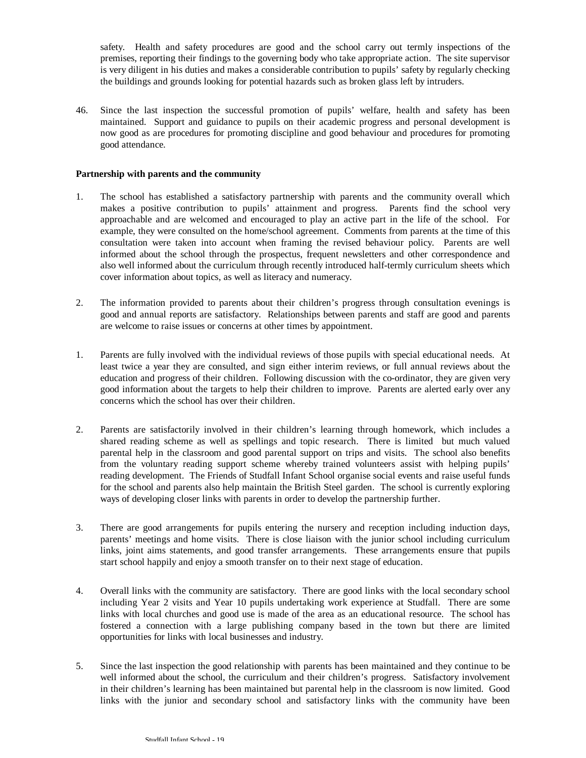safety. Health and safety procedures are good and the school carry out termly inspections of the premises, reporting their findings to the governing body who take appropriate action. The site supervisor is very diligent in his duties and makes a considerable contribution to pupils' safety by regularly checking the buildings and grounds looking for potential hazards such as broken glass left by intruders.

46. Since the last inspection the successful promotion of pupils' welfare, health and safety has been maintained. Support and guidance to pupils on their academic progress and personal development is now good as are procedures for promoting discipline and good behaviour and procedures for promoting good attendance.

**Partnership with parents and the community**

1. The school has established a satisfactory partnership with parents and the community overall which makes a positive contribution to pupils' attainment and progress. Parents find the school very approachable and are welcomed and encouraged to play an active part in the life of the school. For example, they were consulted on the home/school agreement. Comments from parents at the time of this consultation were taken into account when framing the revised behaviour policy. Parents are well informed about the school through the prospectus, frequent newsletters and other correspondence and also well informed about the curriculum through recently introduced half-termly curriculum sheets which cover information about topics, as well as literacy and numeracy.

2. The information provided to parents about their children's progress through consultation evenings is good and annual reports are satisfactory. Relationships between parents and staff are good and parents are welcome to raise issues or concerns at other times by appointment.

1. Parents are fully involved with the individual reviews of those pupils with special educational needs. At least twice a year they are consulted, and sign either interim reviews, or full annual reviews about the education and progress of their children. Following discussion with the co-ordinator, they are given very good information about the targets to help their children to improve. Parents are alerted early over any concerns which the school has over their children.

2. Parents are satisfactorily involved in their children's learning through homework, which includes a shared reading scheme as well as spellings and topic research. There is limited but much valued parental help in the classroom and good parental support on trips and visits. The school also benefits from the voluntary reading support scheme whereby trained volunteers assist with helping pupils' reading development. The Friends of Studfall Infant School organise social events and raise useful funds for the school and parents also help maintain the British Steel garden. The school is currently exploring ways of developing closer links with parents in order to develop the partnership further.

3. There are good arrangements for pupils entering the nursery and reception including induction days, parents' meetings and home visits. There is close liaison with the junior school including curriculum links, joint aims statements, and good transfer arrangements. These arrangements ensure that pupils start school happily and enjoy a smooth transfer on to their next stage of education.

4. Overall links with the community are satisfactory. There are good links with the local secondary school including Year 2 visits and Year 10 pupils undertaking work experience at Studfall. There are some links with local churches and good use is made of the area as an educational resource. The school has fostered a connection with a large publishing company based in the town but there are limited opportunities for links with local businesses and industry.

5. Since the last inspection the good relationship with parents has been maintained and they continue to be well informed about the school, the curriculum and their children's progress. Satisfactory involvement in their children's learning has been maintained but parental help in the classroom is now limited. Good links with the junior and secondary school and satisfactory links with the community have been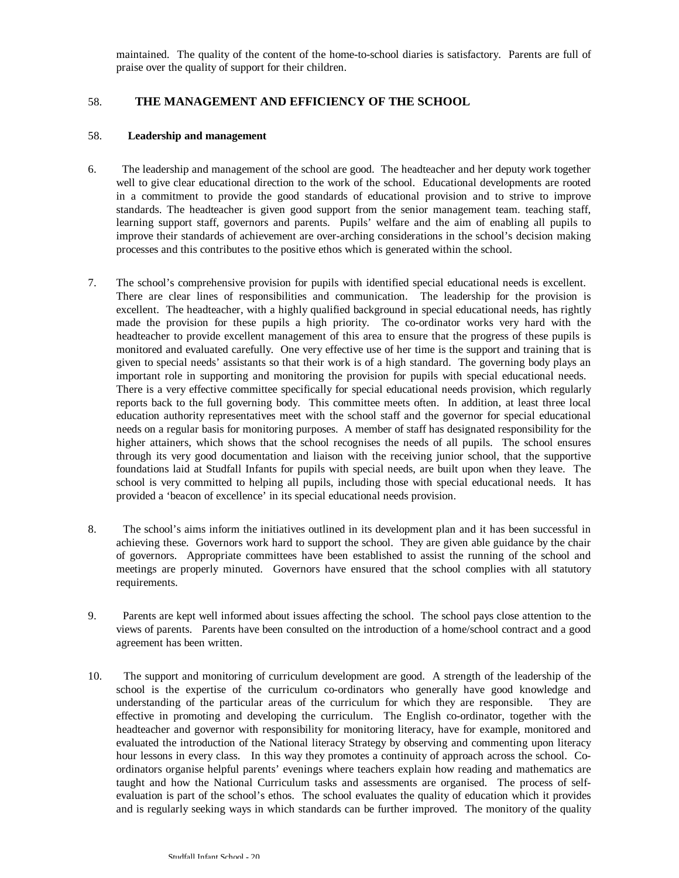maintained. The quality of the content of the home-to-school diaries is satisfactory. Parents are full of praise over the quality of support for their children.

## 58. THE MANAGEMENT AND EFFICIENCY OF THE SCHOOL

### 58. Leadership and management

6. The leadership and management of the school are good. The headteacher and her deputy work together well to give clear educational direction to the work of the school. Educational developments are rooted in a commitment to provide the good standards of educational provision and to strive to improve standards. The headteacher is given good support from the senior management team. teaching staff, learning support staff, governors and parents. Pupils' welfare and the aim of enabling all pupils to improve their standards of achievement are over-arching considerations in the school's decision making processes and this contributes to the positive ethos which is generated within the school.

7. The school's comprehensive provision for pupils with identified special educational needs is excellent. There are clear lines of responsibilities and communication. The leadership for the provision is excellent. The headteacher, with a highly qualified background in special educational needs, has rightly made the provision for these pupils a high priority. The co-ordinator works very hard with the headteacher to provide excellent management of this area to ensure that the progress of these pupils is monitored and evaluated carefully. One very effective use of her time is the support and training that is given to special needs' assistants so that their work is of a high standard. The governing body plays an important role in supporting and monitoring the provision for pupils with special educational needs. There is a very effective committee specifically for special educational needs provision, which regularly reports back to the full governing body. This committee meets often. In addition, at least three local education authority representatives meet with the school staff and the governor for special educational needs on a regular basis for monitoring purposes. A member of staff has designated responsibility for the higher attainers, which shows that the school recognises the needs of all pupils. The school ensures through its very good documentation and liaison with the receiving junior school, that the supportive foundations laid at Studfall Infants for pupils with special needs, are built upon when they leave. The school is very committed to helping all pupils, including those with special educational needs. It has provided a 'beacon of excellence' in its special educational needs provision.

8. The school's aims inform the initiatives outlined in its development plan and it has been successful in achieving these. Governors work hard to support the school. They are given able guidance by the chair of governors. Appropriate committees have been established to assist the running of the school and meetings are properly minuted. Governors have ensured that the school complies with all statutory requirements.

9. Parents are kept well informed about issues affecting the school. The school pays close attention to the views of parents. Parents have been consulted on the introduction of a home/school contract and a good agreement has been written.

10. The support and monitoring of curriculum development are good. A strength of the leadership of the school is the expertise of the curriculum co-ordinators who generally have good knowledge and understanding of the particular areas of the curriculum for which they are responsible. They are effective in promoting and developing the curriculum. The English co-ordinator, together with the headteacher and governor with responsibility for monitoring literacy, have for example, monitored and evaluated the introduction of the National literacy Strategy by observing and commenting upon literacy hour lessons in every class. In this way they promotes a continuity of approach across the school. Co-ordinators organise helpful parents' evenings where teachers explain how reading and mathematics are taught and how the National Curriculum tasks and assessments are organised. The process of self-evaluation is part of the school's ethos. The school evaluates the quality of education which it provides and is regularly seeking ways in which standards can be further improved. The monitory of the quality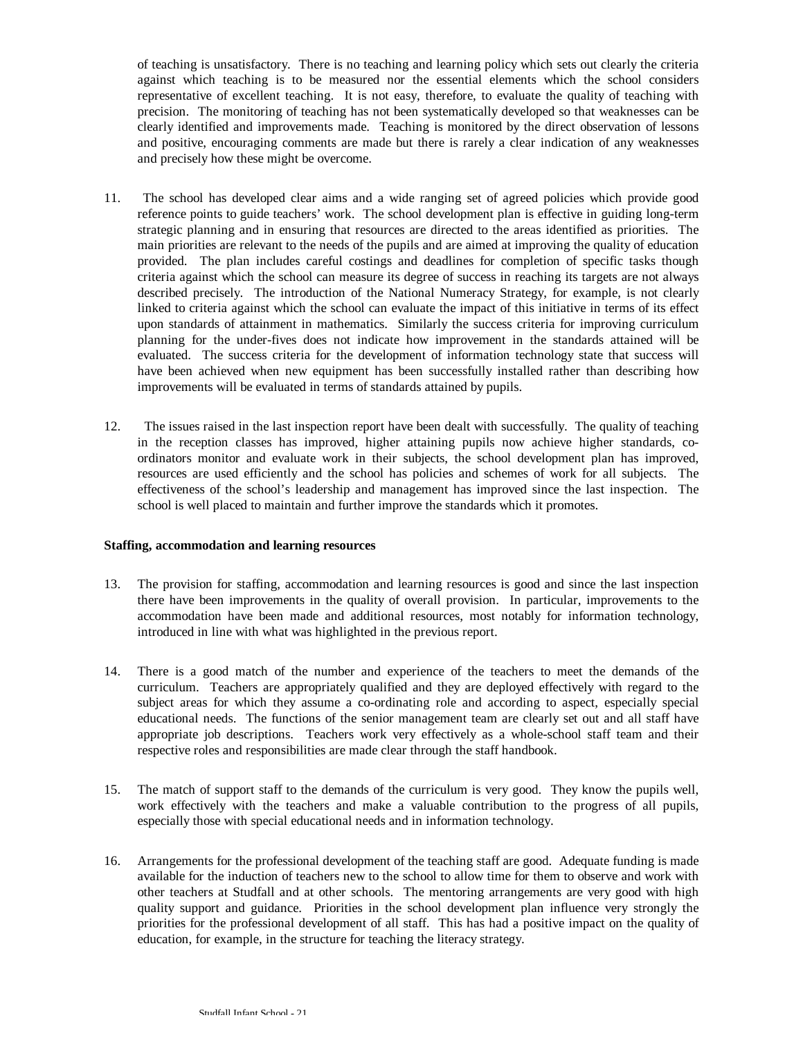of teaching is unsatisfactory. There is no teaching and learning policy which sets out clearly the criteria against which teaching is to be measured nor the essential elements which the school considers representative of excellent teaching. It is not easy, therefore, to evaluate the quality of teaching with precision. The monitoring of teaching has not been systematically developed so that weaknesses can be clearly identified and improvements made. Teaching is monitored by the direct observation of lessons and positive, encouraging comments are made but there is rarely a clear indication of any weaknesses and precisely how these might be overcome.

11. The school has developed clear aims and a wide ranging set of agreed policies which provide good reference points to guide teachers' work. The school development plan is effective in guiding long-term strategic planning and in ensuring that resources are directed to the areas identified as priorities. The main priorities are relevant to the needs of the pupils and are aimed at improving the quality of education provided. The plan includes careful costings and deadlines for completion of specific tasks though criteria against which the school can measure its degree of success in reaching its targets are not always described precisely. The introduction of the National Numeracy Strategy, for example, is not clearly linked to criteria against which the school can evaluate the impact of this initiative in terms of its effect upon standards of attainment in mathematics. Similarly the success criteria for improving curriculum planning for the under-fives does not indicate how improvement in the standards attained will be evaluated. The success criteria for the development of information technology state that success will have been achieved when new equipment has been successfully installed rather than describing how improvements will be evaluated in terms of standards attained by pupils.

12. The issues raised in the last inspection report have been dealt with successfully. The quality of teaching in the reception classes has improved, higher attaining pupils now achieve higher standards, co-ordinators monitor and evaluate work in their subjects, the school development plan has improved, resources are used efficiently and the school has policies and schemes of work for all subjects. The effectiveness of the school's leadership and management has improved since the last inspection. The school is well placed to maintain and further improve the standards which it promotes.

**Staffing, accommodation and learning resources**

13. The provision for staffing, accommodation and learning resources is good and since the last inspection there have been improvements in the quality of overall provision. In particular, improvements to the accommodation have been made and additional resources, most notably for information technology, introduced in line with what was highlighted in the previous report.

14. There is a good match of the number and experience of the teachers to meet the demands of the curriculum. Teachers are appropriately qualified and they are deployed effectively with regard to the subject areas for which they assume a co-ordinating role and according to aspect, especially special educational needs. The functions of the senior management team are clearly set out and all staff have appropriate job descriptions. Teachers work very effectively as a whole-school staff team and their respective roles and responsibilities are made clear through the staff handbook.

15. The match of support staff to the demands of the curriculum is very good. They know the pupils well, work effectively with the teachers and make a valuable contribution to the progress of all pupils, especially those with special educational needs and in information technology.

16. Arrangements for the professional development of the teaching staff are good. Adequate funding is made available for the induction of teachers new to the school to allow time for them to observe and work with other teachers at Studfall and at other schools. The mentoring arrangements are very good with high quality support and guidance. Priorities in the school development plan influence very strongly the priorities for the professional development of all staff. This has had a positive impact on the quality of education, for example, in the structure for teaching the literacy strategy.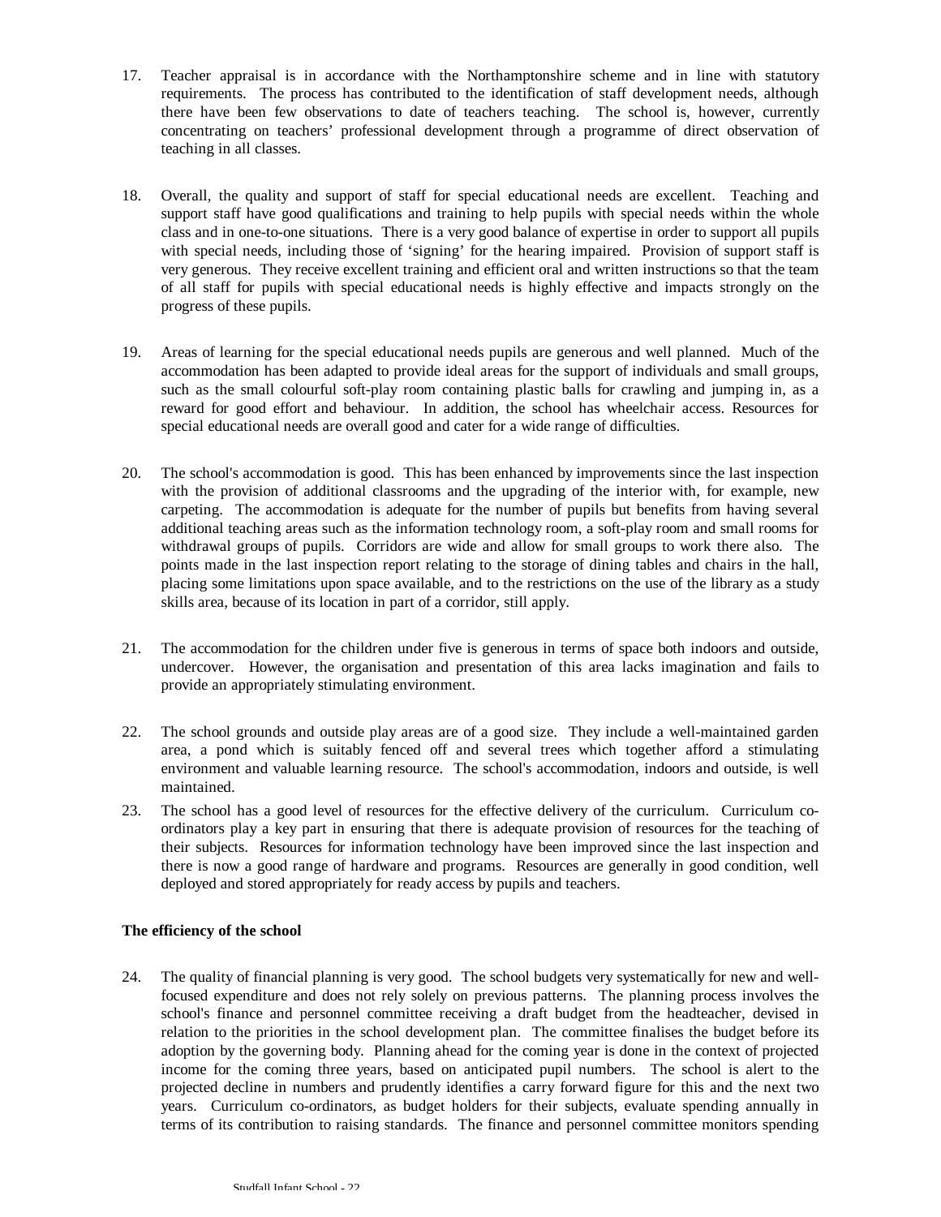17. Teacher appraisal is in accordance with the Northamptonshire scheme and in line with statutory requirements. The process has contributed to the identification of staff development needs, although there have been few observations to date of teachers teaching. The school is, however, currently concentrating on teachers' professional development through a programme of direct observation of teaching in all classes.

18. Overall, the quality and support of staff for special educational needs are excellent. Teaching and support staff have good qualifications and training to help pupils with special needs within the whole class and in one-to-one situations. There is a very good balance of expertise in order to support all pupils with special needs, including those of 'signing' for the hearing impaired. Provision of support staff is very generous. They receive excellent training and efficient oral and written instructions so that the team of all staff for pupils with special educational needs is highly effective and impacts strongly on the progress of these pupils.

19. Areas of learning for the special educational needs pupils are generous and well planned. Much of the accommodation has been adapted to provide ideal areas for the support of individuals and small groups, such as the small colourful soft-play room containing plastic balls for crawling and jumping in, as a reward for good effort and behaviour. In addition, the school has wheelchair access. Resources for special educational needs are overall good and cater for a wide range of difficulties.

20. The school's accommodation is good. This has been enhanced by improvements since the last inspection with the provision of additional classrooms and the upgrading of the interior with, for example, new carpeting. The accommodation is adequate for the number of pupils but benefits from having several additional teaching areas such as the information technology room, a soft-play room and small rooms for withdrawal groups of pupils. Corridors are wide and allow for small groups to work there also. The points made in the last inspection report relating to the storage of dining tables and chairs in the hall, placing some limitations upon space available, and to the restrictions on the use of the library as a study skills area, because of its location in part of a corridor, still apply.

21. The accommodation for the children under five is generous in terms of space both indoors and outside, undercover. However, the organisation and presentation of this area lacks imagination and fails to provide an appropriately stimulating environment.

22. The school grounds and outside play areas are of a good size. They include a well-maintained garden area, a pond which is suitably fenced off and several trees which together afford a stimulating environment and valuable learning resource. The school's accommodation, indoors and outside, is well maintained.

23. The school has a good level of resources for the effective delivery of the curriculum. Curriculum co-ordinators play a key part in ensuring that there is adequate provision of resources for the teaching of their subjects. Resources for information technology have been improved since the last inspection and there is now a good range of hardware and programs. Resources are generally in good condition, well deployed and stored appropriately for ready access by pupils and teachers.

**The efficiency of the school**

24. The quality of financial planning is very good. The school budgets very systematically for new and well-focused expenditure and does not rely solely on previous patterns. The planning process involves the school's finance and personnel committee receiving a draft budget from the headteacher, devised in relation to the priorities in the school development plan. The committee finalises the budget before its adoption by the governing body. Planning ahead for the coming year is done in the context of projected income for the coming three years, based on anticipated pupil numbers. The school is alert to the projected decline in numbers and prudently identifies a carry forward figure for this and the next two years. Curriculum co-ordinators, as budget holders for their subjects, evaluate spending annually in terms of its contribution to raising standards. The finance and personnel committee monitors spending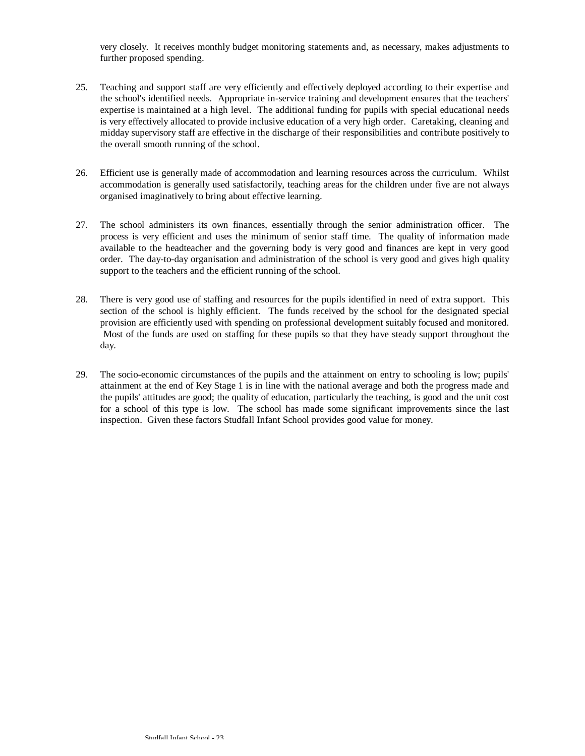very closely. It receives monthly budget monitoring statements and, as necessary, makes adjustments to further proposed spending.

25. Teaching and support staff are very efficiently and effectively deployed according to their expertise and the school's identified needs. Appropriate in-service training and development ensures that the teachers' expertise is maintained at a high level. The additional funding for pupils with special educational needs is very effectively allocated to provide inclusive education of a very high order. Caretaking, cleaning and midday supervisory staff are effective in the discharge of their responsibilities and contribute positively to the overall smooth running of the school.

26. Efficient use is generally made of accommodation and learning resources across the curriculum. Whilst accommodation is generally used satisfactorily, teaching areas for the children under five are not always organised imaginatively to bring about effective learning.

27. The school administers its own finances, essentially through the senior administration officer. The process is very efficient and uses the minimum of senior staff time. The quality of information made available to the headteacher and the governing body is very good and finances are kept in very good order. The day-to-day organisation and administration of the school is very good and gives high quality support to the teachers and the efficient running of the school.

28. There is very good use of staffing and resources for the pupils identified in need of extra support. This section of the school is highly efficient. The funds received by the school for the designated special provision are efficiently used with spending on professional development suitably focused and monitored. Most of the funds are used on staffing for these pupils so that they have steady support throughout the day.

29. The socio-economic circumstances of the pupils and the attainment on entry to schooling is low; pupils' attainment at the end of Key Stage 1 is in line with the national average and both the progress made and the pupils' attitudes are good; the quality of education, particularly the teaching, is good and the unit cost for a school of this type is low. The school has made some significant improvements since the last inspection. Given these factors Studfall Infant School provides good value for money.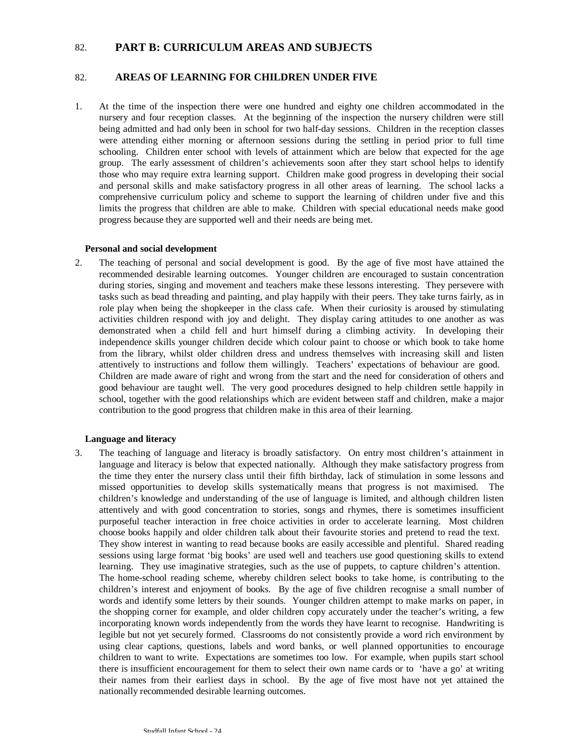82. **PART B: CURRICULUM AREAS AND SUBJECTS**

82. **AREAS OF LEARNING FOR CHILDREN UNDER FIVE**

1. At the time of the inspection there were one hundred and eighty one children accommodated in the nursery and four reception classes. At the beginning of the inspection the nursery children were still being admitted and had only been in school for two half-day sessions. Children in the reception classes were attending either morning or afternoon sessions during the settling in period prior to full time schooling. Children enter school with levels of attainment which are below that expected for the age group. The early assessment of children's achievements soon after they start school helps to identify those who may require extra learning support. Children make good progress in developing their social and personal skills and make satisfactory progress in all other areas of learning. The school lacks a comprehensive curriculum policy and scheme to support the learning of children under five and this limits the progress that children are able to make. Children with special educational needs make good progress because they are supported well and their needs are being met.

**Personal and social development**

2. The teaching of personal and social development is good. By the age of five most have attained the recommended desirable learning outcomes. Younger children are encouraged to sustain concentration during stories, singing and movement and teachers make these lessons interesting. They persevere with tasks such as bead threading and painting, and play happily with their peers. They take turns fairly, as in role play when being the shopkeeper in the class cafe. When their curiosity is aroused by stimulating activities children respond with joy and delight. They display caring attitudes to one another as was demonstrated when a child fell and hurt himself during a climbing activity. In developing their independence skills younger children decide which colour paint to choose or which book to take home from the library, whilst older children dress and undress themselves with increasing skill and listen attentively to instructions and follow them willingly. Teachers' expectations of behaviour are good. Children are made aware of right and wrong from the start and the need for consideration of others and good behaviour are taught well. The very good procedures designed to help children settle happily in school, together with the good relationships which are evident between staff and children, make a major contribution to the good progress that children make in this area of their learning.

**Language and literacy**

3. The teaching of language and literacy is broadly satisfactory. On entry most children's attainment in language and literacy is below that expected nationally. Although they make satisfactory progress from the time they enter the nursery class until their fifth birthday, lack of stimulation in some lessons and missed opportunities to develop skills systematically means that progress is not maximised. The children's knowledge and understanding of the use of language is limited, and although children listen attentively and with good concentration to stories, songs and rhymes, there is sometimes insufficient purposeful teacher interaction in free choice activities in order to accelerate learning. Most children choose books happily and older children talk about their favourite stories and pretend to read the text. They show interest in wanting to read because books are easily accessible and plentiful. Shared reading sessions using large format 'big books' are used well and teachers use good questioning skills to extend learning. They use imaginative strategies, such as the use of puppets, to capture children's attention. The home-school reading scheme, whereby children select books to take home, is contributing to the children's interest and enjoyment of books. By the age of five children recognise a small number of words and identify some letters by their sounds. Younger children attempt to make marks on paper, in the shopping corner for example, and older children copy accurately under the teacher's writing, a few incorporating known words independently from the words they have learnt to recognise. Handwriting is legible but not yet securely formed. Classrooms do not consistently provide a word rich environment by using clear captions, questions, labels and word banks, or well planned opportunities to encourage children to want to write. Expectations are sometimes too low. For example, when pupils start school there is insufficient encouragement for them to select their own name cards or to 'have a go' at writing their names from their earliest days in school. By the age of five most have not yet attained the nationally recommended desirable learning outcomes.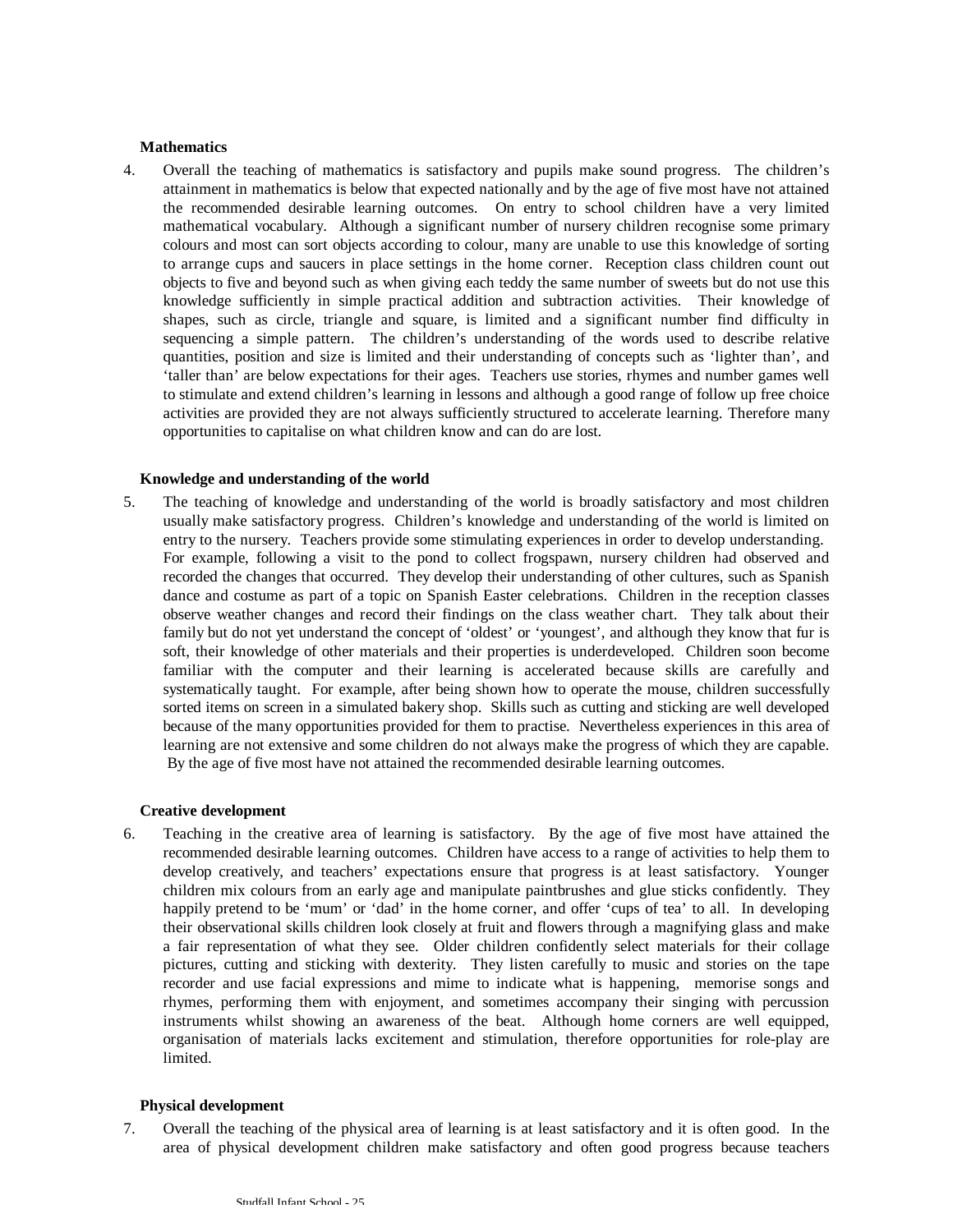**Mathematics**

4. Overall the teaching of mathematics is satisfactory and pupils make sound progress. The children's attainment in mathematics is below that expected nationally and by the age of five most have not attained the recommended desirable learning outcomes. On entry to school children have a very limited mathematical vocabulary. Although a significant number of nursery children recognise some primary colours and most can sort objects according to colour, many are unable to use this knowledge of sorting to arrange cups and saucers in place settings in the home corner. Reception class children count out objects to five and beyond such as when giving each teddy the same number of sweets but do not use this knowledge sufficiently in simple practical addition and subtraction activities. Their knowledge of shapes, such as circle, triangle and square, is limited and a significant number find difficulty in sequencing a simple pattern. The children's understanding of the words used to describe relative quantities, position and size is limited and their understanding of concepts such as 'lighter than', and 'taller than' are below expectations for their ages. Teachers use stories, rhymes and number games well to stimulate and extend children's learning in lessons and although a good range of follow up free choice activities are provided they are not always sufficiently structured to accelerate learning. Therefore many opportunities to capitalise on what children know and can do are lost.

**Knowledge and understanding of the world**

5. The teaching of knowledge and understanding of the world is broadly satisfactory and most children usually make satisfactory progress. Children's knowledge and understanding of the world is limited on entry to the nursery. Teachers provide some stimulating experiences in order to develop understanding. For example, following a visit to the pond to collect frogspawn, nursery children had observed and recorded the changes that occurred. They develop their understanding of other cultures, such as Spanish dance and costume as part of a topic on Spanish Easter celebrations. Children in the reception classes observe weather changes and record their findings on the class weather chart. They talk about their family but do not yet understand the concept of 'oldest' or 'youngest', and although they know that fur is soft, their knowledge of other materials and their properties is underdeveloped. Children soon become familiar with the computer and their learning is accelerated because skills are carefully and systematically taught. For example, after being shown how to operate the mouse, children successfully sorted items on screen in a simulated bakery shop. Skills such as cutting and sticking are well developed because of the many opportunities provided for them to practise. Nevertheless experiences in this area of learning are not extensive and some children do not always make the progress of which they are capable. By the age of five most have not attained the recommended desirable learning outcomes.

**Creative development**

6. Teaching in the creative area of learning is satisfactory. By the age of five most have attained the recommended desirable learning outcomes. Children have access to a range of activities to help them to develop creatively, and teachers' expectations ensure that progress is at least satisfactory. Younger children mix colours from an early age and manipulate paintbrushes and glue sticks confidently. They happily pretend to be 'mum' or 'dad' in the home corner, and offer 'cups of tea' to all. In developing their observational skills children look closely at fruit and flowers through a magnifying glass and make a fair representation of what they see. Older children confidently select materials for their collage pictures, cutting and sticking with dexterity. They listen carefully to music and stories on the tape recorder and use facial expressions and mime to indicate what is happening, memorise songs and rhymes, performing them with enjoyment, and sometimes accompany their singing with percussion instruments whilst showing an awareness of the beat. Although home corners are well equipped, organisation of materials lacks excitement and stimulation, therefore opportunities for role-play are limited.

**Physical development**

7. Overall the teaching of the physical area of learning is at least satisfactory and it is often good. In the area of physical development children make satisfactory and often good progress because teachers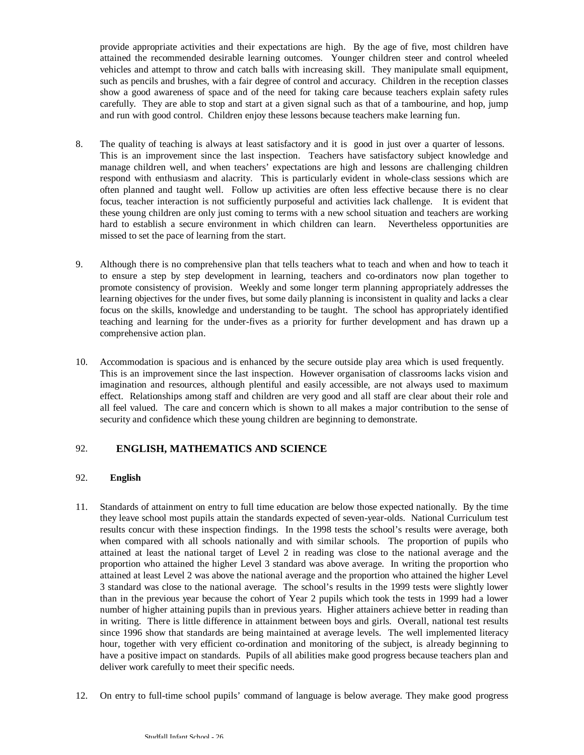provide appropriate activities and their expectations are high. By the age of five, most children have attained the recommended desirable learning outcomes. Younger children steer and control wheeled vehicles and attempt to throw and catch balls with increasing skill. They manipulate small equipment, such as pencils and brushes, with a fair degree of control and accuracy. Children in the reception classes show a good awareness of space and of the need for taking care because teachers explain safety rules carefully. They are able to stop and start at a given signal such as that of a tambourine, and hop, jump and run with good control. Children enjoy these lessons because teachers make learning fun.

8. The quality of teaching is always at least satisfactory and it is good in just over a quarter of lessons. This is an improvement since the last inspection. Teachers have satisfactory subject knowledge and manage children well, and when teachers' expectations are high and lessons are challenging children respond with enthusiasm and alacrity. This is particularly evident in whole-class sessions which are often planned and taught well. Follow up activities are often less effective because there is no clear focus, teacher interaction is not sufficiently purposeful and activities lack challenge. It is evident that these young children are only just coming to terms with a new school situation and teachers are working hard to establish a secure environment in which children can learn. Nevertheless opportunities are missed to set the pace of learning from the start.

9. Although there is no comprehensive plan that tells teachers what to teach and when and how to teach it to ensure a step by step development in learning, teachers and co-ordinators now plan together to promote consistency of provision. Weekly and some longer term planning appropriately addresses the learning objectives for the under fives, but some daily planning is inconsistent in quality and lacks a clear focus on the skills, knowledge and understanding to be taught. The school has appropriately identified teaching and learning for the under-fives as a priority for further development and has drawn up a comprehensive action plan.

10. Accommodation is spacious and is enhanced by the secure outside play area which is used frequently. This is an improvement since the last inspection. However organisation of classrooms lacks vision and imagination and resources, although plentiful and easily accessible, are not always used to maximum effect. Relationships among staff and children are very good and all staff are clear about their role and all feel valued. The care and concern which is shown to all makes a major contribution to the sense of security and confidence which these young children are beginning to demonstrate.

## 92. ENGLISH, MATHEMATICS AND SCIENCE

### 92. English

11. Standards of attainment on entry to full time education are below those expected nationally. By the time they leave school most pupils attain the standards expected of seven-year-olds. National Curriculum test results concur with these inspection findings. In the 1998 tests the school's results were average, both when compared with all schools nationally and with similar schools. The proportion of pupils who attained at least the national target of Level 2 in reading was close to the national average and the proportion who attained the higher Level 3 standard was above average. In writing the proportion who attained at least Level 2 was above the national average and the proportion who attained the higher Level 3 standard was close to the national average. The school's results in the 1999 tests were slightly lower than in the previous year because the cohort of Year 2 pupils which took the tests in 1999 had a lower number of higher attaining pupils than in previous years. Higher attainers achieve better in reading than in writing. There is little difference in attainment between boys and girls. Overall, national test results since 1996 show that standards are being maintained at average levels. The well implemented literacy hour, together with very efficient co-ordination and monitoring of the subject, is already beginning to have a positive impact on standards. Pupils of all abilities make good progress because teachers plan and deliver work carefully to meet their specific needs.

12. On entry to full-time school pupils' command of language is below average. They make good progress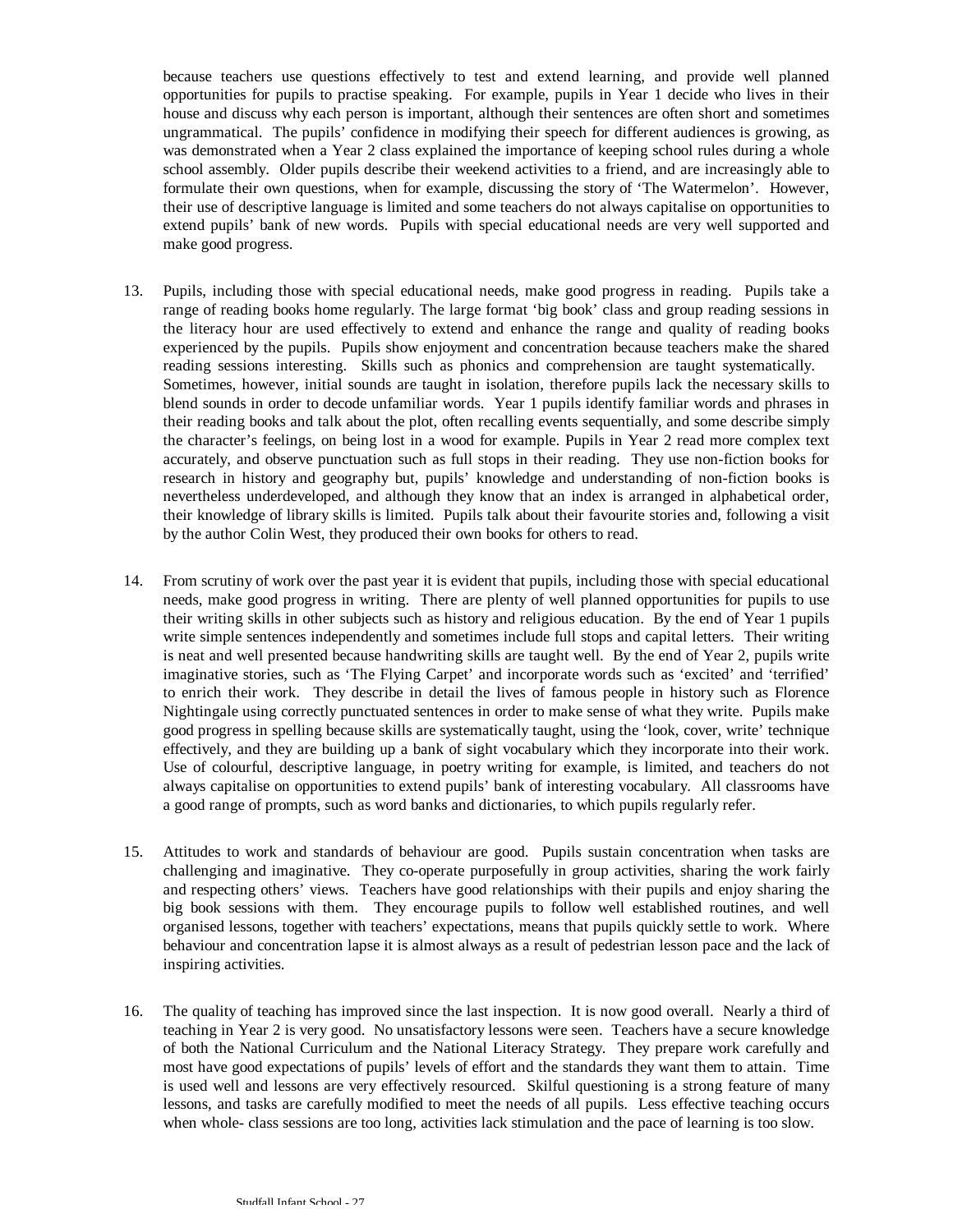because teachers use questions effectively to test and extend learning, and provide well planned opportunities for pupils to practise speaking. For example, pupils in Year 1 decide who lives in their house and discuss why each person is important, although their sentences are often short and sometimes ungrammatical. The pupils' confidence in modifying their speech for different audiences is growing, as was demonstrated when a Year 2 class explained the importance of keeping school rules during a whole school assembly. Older pupils describe their weekend activities to a friend, and are increasingly able to formulate their own questions, when for example, discussing the story of 'The Watermelon'. However, their use of descriptive language is limited and some teachers do not always capitalise on opportunities to extend pupils' bank of new words. Pupils with special educational needs are very well supported and make good progress.

13. Pupils, including those with special educational needs, make good progress in reading. Pupils take a range of reading books home regularly. The large format 'big book' class and group reading sessions in the literacy hour are used effectively to extend and enhance the range and quality of reading books experienced by the pupils. Pupils show enjoyment and concentration because teachers make the shared reading sessions interesting. Skills such as phonics and comprehension are taught systematically. Sometimes, however, initial sounds are taught in isolation, therefore pupils lack the necessary skills to blend sounds in order to decode unfamiliar words. Year 1 pupils identify familiar words and phrases in their reading books and talk about the plot, often recalling events sequentially, and some describe simply the character's feelings, on being lost in a wood for example. Pupils in Year 2 read more complex text accurately, and observe punctuation such as full stops in their reading. They use non-fiction books for research in history and geography but, pupils' knowledge and understanding of non-fiction books is nevertheless underdeveloped, and although they know that an index is arranged in alphabetical order, their knowledge of library skills is limited. Pupils talk about their favourite stories and, following a visit by the author Colin West, they produced their own books for others to read.

14. From scrutiny of work over the past year it is evident that pupils, including those with special educational needs, make good progress in writing. There are plenty of well planned opportunities for pupils to use their writing skills in other subjects such as history and religious education. By the end of Year 1 pupils write simple sentences independently and sometimes include full stops and capital letters. Their writing is neat and well presented because handwriting skills are taught well. By the end of Year 2, pupils write imaginative stories, such as 'The Flying Carpet' and incorporate words such as 'excited' and 'terrified' to enrich their work. They describe in detail the lives of famous people in history such as Florence Nightingale using correctly punctuated sentences in order to make sense of what they write. Pupils make good progress in spelling because skills are systematically taught, using the 'look, cover, write' technique effectively, and they are building up a bank of sight vocabulary which they incorporate into their work. Use of colourful, descriptive language, in poetry writing for example, is limited, and teachers do not always capitalise on opportunities to extend pupils' bank of interesting vocabulary. All classrooms have a good range of prompts, such as word banks and dictionaries, to which pupils regularly refer.

15. Attitudes to work and standards of behaviour are good. Pupils sustain concentration when tasks are challenging and imaginative. They co-operate purposefully in group activities, sharing the work fairly and respecting others' views. Teachers have good relationships with their pupils and enjoy sharing the big book sessions with them. They encourage pupils to follow well established routines, and well organised lessons, together with teachers' expectations, means that pupils quickly settle to work. Where behaviour and concentration lapse it is almost always as a result of pedestrian lesson pace and the lack of inspiring activities.

16. The quality of teaching has improved since the last inspection. It is now good overall. Nearly a third of teaching in Year 2 is very good. No unsatisfactory lessons were seen. Teachers have a secure knowledge of both the National Curriculum and the National Literacy Strategy. They prepare work carefully and most have good expectations of pupils' levels of effort and the standards they want them to attain. Time is used well and lessons are very effectively resourced. Skilful questioning is a strong feature of many lessons, and tasks are carefully modified to meet the needs of all pupils. Less effective teaching occurs when whole- class sessions are too long, activities lack stimulation and the pace of learning is too slow.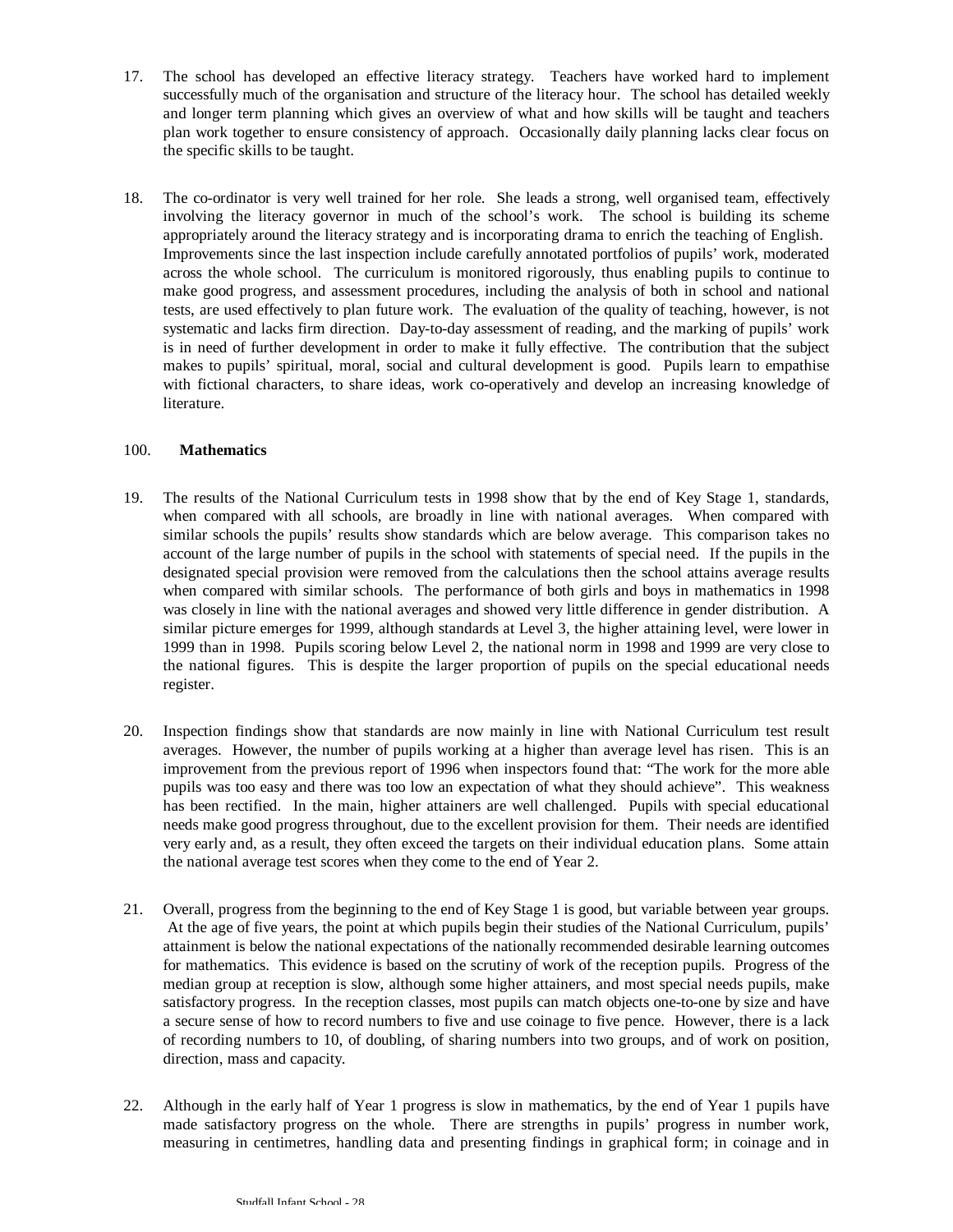17. The school has developed an effective literacy strategy. Teachers have worked hard to implement successfully much of the organisation and structure of the literacy hour. The school has detailed weekly and longer term planning which gives an overview of what and how skills will be taught and teachers plan work together to ensure consistency of approach. Occasionally daily planning lacks clear focus on the specific skills to be taught.

18. The co-ordinator is very well trained for her role. She leads a strong, well organised team, effectively involving the literacy governor in much of the school's work. The school is building its scheme appropriately around the literacy strategy and is incorporating drama to enrich the teaching of English. Improvements since the last inspection include carefully annotated portfolios of pupils' work, moderated across the whole school. The curriculum is monitored rigorously, thus enabling pupils to continue to make good progress, and assessment procedures, including the analysis of both in school and national tests, are used effectively to plan future work. The evaluation of the quality of teaching, however, is not systematic and lacks firm direction. Day-to-day assessment of reading, and the marking of pupils' work is in need of further development in order to make it fully effective. The contribution that the subject makes to pupils' spiritual, moral, social and cultural development is good. Pupils learn to empathise with fictional characters, to share ideas, work co-operatively and develop an increasing knowledge of literature.

100. **Mathematics**

19. The results of the National Curriculum tests in 1998 show that by the end of Key Stage 1, standards, when compared with all schools, are broadly in line with national averages. When compared with similar schools the pupils' results show standards which are below average. This comparison takes no account of the large number of pupils in the school with statements of special need. If the pupils in the designated special provision were removed from the calculations then the school attains average results when compared with similar schools. The performance of both girls and boys in mathematics in 1998 was closely in line with the national averages and showed very little difference in gender distribution. A similar picture emerges for 1999, although standards at Level 3, the higher attaining level, were lower in 1999 than in 1998. Pupils scoring below Level 2, the national norm in 1998 and 1999 are very close to the national figures. This is despite the larger proportion of pupils on the special educational needs register.

20. Inspection findings show that standards are now mainly in line with National Curriculum test result averages. However, the number of pupils working at a higher than average level has risen. This is an improvement from the previous report of 1996 when inspectors found that: "The work for the more able pupils was too easy and there was too low an expectation of what they should achieve". This weakness has been rectified. In the main, higher attainers are well challenged. Pupils with special educational needs make good progress throughout, due to the excellent provision for them. Their needs are identified very early and, as a result, they often exceed the targets on their individual education plans. Some attain the national average test scores when they come to the end of Year 2.

21. Overall, progress from the beginning to the end of Key Stage 1 is good, but variable between year groups. At the age of five years, the point at which pupils begin their studies of the National Curriculum, pupils' attainment is below the national expectations of the nationally recommended desirable learning outcomes for mathematics. This evidence is based on the scrutiny of work of the reception pupils. Progress of the median group at reception is slow, although some higher attainers, and most special needs pupils, make satisfactory progress. In the reception classes, most pupils can match objects one-to-one by size and have a secure sense of how to record numbers to five and use coinage to five pence. However, there is a lack of recording numbers to 10, of doubling, of sharing numbers into two groups, and of work on position, direction, mass and capacity.

22. Although in the early half of Year 1 progress is slow in mathematics, by the end of Year 1 pupils have made satisfactory progress on the whole. There are strengths in pupils' progress in number work, measuring in centimetres, handling data and presenting findings in graphical form; in coinage and in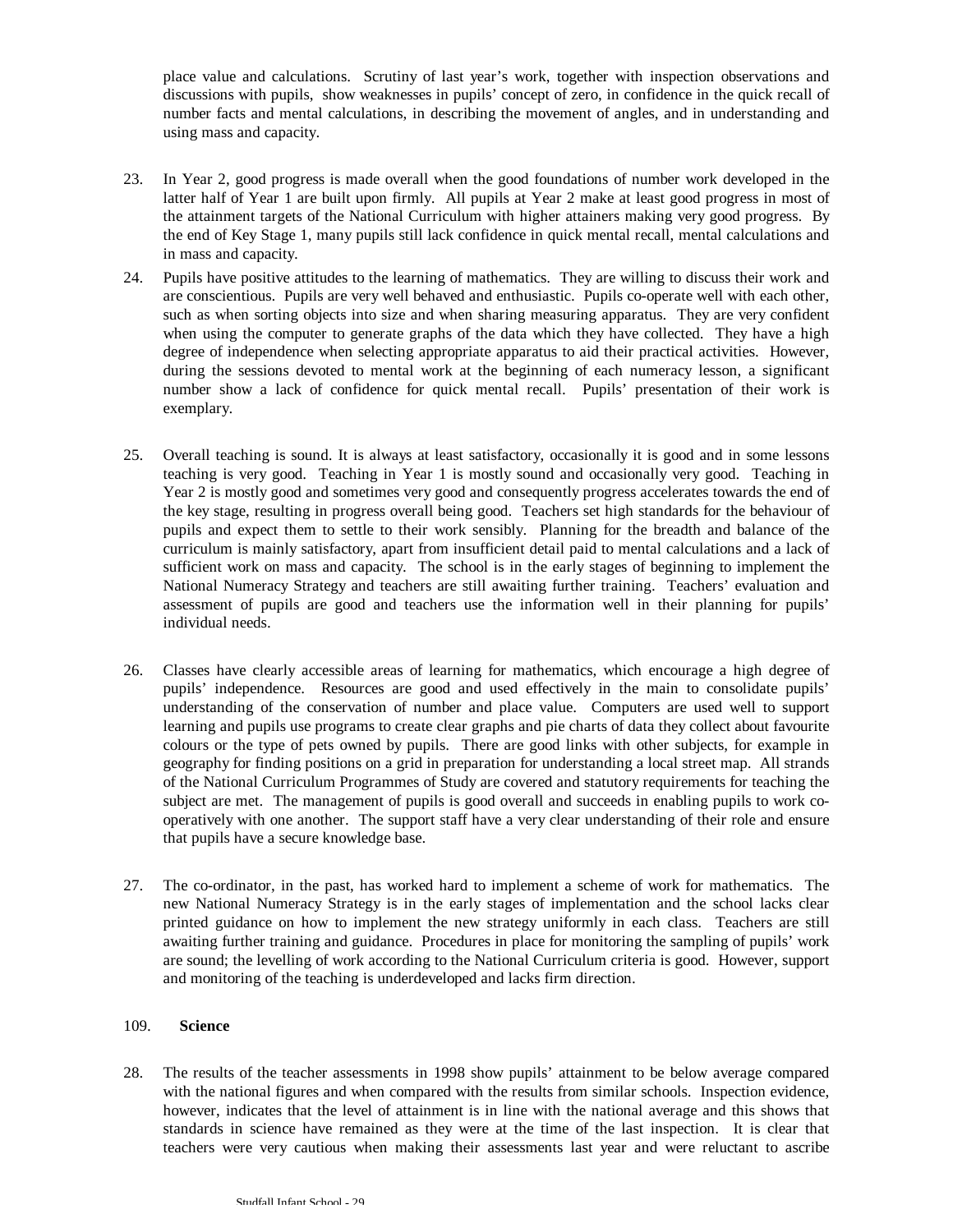place value and calculations. Scrutiny of last year's work, together with inspection observations and discussions with pupils, show weaknesses in pupils' concept of zero, in confidence in the quick recall of number facts and mental calculations, in describing the movement of angles, and in understanding and using mass and capacity.

23. In Year 2, good progress is made overall when the good foundations of number work developed in the latter half of Year 1 are built upon firmly. All pupils at Year 2 make at least good progress in most of the attainment targets of the National Curriculum with higher attainers making very good progress. By the end of Key Stage 1, many pupils still lack confidence in quick mental recall, mental calculations and in mass and capacity.

24. Pupils have positive attitudes to the learning of mathematics. They are willing to discuss their work and are conscientious. Pupils are very well behaved and enthusiastic. Pupils co-operate well with each other, such as when sorting objects into size and when sharing measuring apparatus. They are very confident when using the computer to generate graphs of the data which they have collected. They have a high degree of independence when selecting appropriate apparatus to aid their practical activities. However, during the sessions devoted to mental work at the beginning of each numeracy lesson, a significant number show a lack of confidence for quick mental recall. Pupils' presentation of their work is exemplary.

25. Overall teaching is sound. It is always at least satisfactory, occasionally it is good and in some lessons teaching is very good. Teaching in Year 1 is mostly sound and occasionally very good. Teaching in Year 2 is mostly good and sometimes very good and consequently progress accelerates towards the end of the key stage, resulting in progress overall being good. Teachers set high standards for the behaviour of pupils and expect them to settle to their work sensibly. Planning for the breadth and balance of the curriculum is mainly satisfactory, apart from insufficient detail paid to mental calculations and a lack of sufficient work on mass and capacity. The school is in the early stages of beginning to implement the National Numeracy Strategy and teachers are still awaiting further training. Teachers' evaluation and assessment of pupils are good and teachers use the information well in their planning for pupils' individual needs.

26. Classes have clearly accessible areas of learning for mathematics, which encourage a high degree of pupils' independence. Resources are good and used effectively in the main to consolidate pupils' understanding of the conservation of number and place value. Computers are used well to support learning and pupils use programs to create clear graphs and pie charts of data they collect about favourite colours or the type of pets owned by pupils. There are good links with other subjects, for example in geography for finding positions on a grid in preparation for understanding a local street map. All strands of the National Curriculum Programmes of Study are covered and statutory requirements for teaching the subject are met. The management of pupils is good overall and succeeds in enabling pupils to work co-operatively with one another. The support staff have a very clear understanding of their role and ensure that pupils have a secure knowledge base.

27. The co-ordinator, in the past, has worked hard to implement a scheme of work for mathematics. The new National Numeracy Strategy is in the early stages of implementation and the school lacks clear printed guidance on how to implement the new strategy uniformly in each class. Teachers are still awaiting further training and guidance. Procedures in place for monitoring the sampling of pupils' work are sound; the levelling of work according to the National Curriculum criteria is good. However, support and monitoring of the teaching is underdeveloped and lacks firm direction.

109. **Science**

28. The results of the teacher assessments in 1998 show pupils' attainment to be below average compared with the national figures and when compared with the results from similar schools. Inspection evidence, however, indicates that the level of attainment is in line with the national average and this shows that standards in science have remained as they were at the time of the last inspection. It is clear that teachers were very cautious when making their assessments last year and were reluctant to ascribe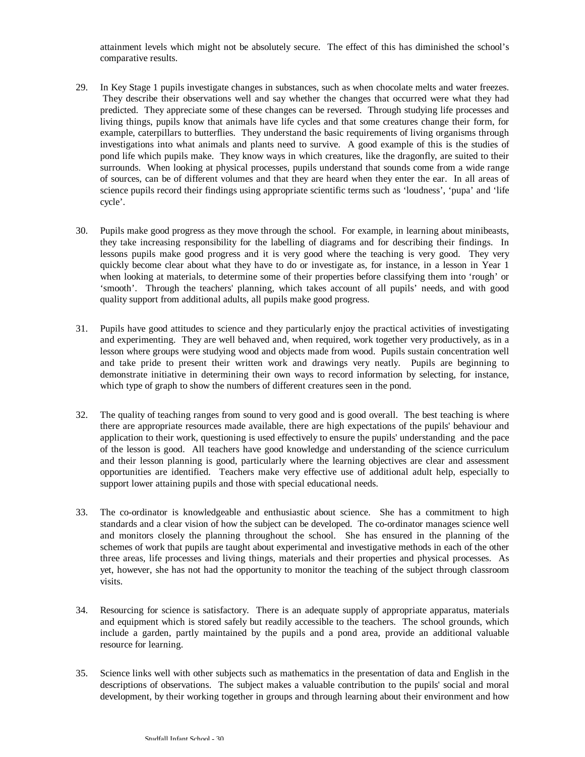attainment levels which might not be absolutely secure. The effect of this has diminished the school's comparative results.

29. In Key Stage 1 pupils investigate changes in substances, such as when chocolate melts and water freezes. They describe their observations well and say whether the changes that occurred were what they had predicted. They appreciate some of these changes can be reversed. Through studying life processes and living things, pupils know that animals have life cycles and that some creatures change their form, for example, caterpillars to butterflies. They understand the basic requirements of living organisms through investigations into what animals and plants need to survive. A good example of this is the studies of pond life which pupils make. They know ways in which creatures, like the dragonfly, are suited to their surrounds. When looking at physical processes, pupils understand that sounds come from a wide range of sources, can be of different volumes and that they are heard when they enter the ear. In all areas of science pupils record their findings using appropriate scientific terms such as 'loudness', 'pupa' and 'life cycle'.

30. Pupils make good progress as they move through the school. For example, in learning about minibeasts, they take increasing responsibility for the labelling of diagrams and for describing their findings. In lessons pupils make good progress and it is very good where the teaching is very good. They very quickly become clear about what they have to do or investigate as, for instance, in a lesson in Year 1 when looking at materials, to determine some of their properties before classifying them into 'rough' or 'smooth'. Through the teachers' planning, which takes account of all pupils' needs, and with good quality support from additional adults, all pupils make good progress.

31. Pupils have good attitudes to science and they particularly enjoy the practical activities of investigating and experimenting. They are well behaved and, when required, work together very productively, as in a lesson where groups were studying wood and objects made from wood. Pupils sustain concentration well and take pride to present their written work and drawings very neatly. Pupils are beginning to demonstrate initiative in determining their own ways to record information by selecting, for instance, which type of graph to show the numbers of different creatures seen in the pond.

32. The quality of teaching ranges from sound to very good and is good overall. The best teaching is where there are appropriate resources made available, there are high expectations of the pupils' behaviour and application to their work, questioning is used effectively to ensure the pupils' understanding and the pace of the lesson is good. All teachers have good knowledge and understanding of the science curriculum and their lesson planning is good, particularly where the learning objectives are clear and assessment opportunities are identified. Teachers make very effective use of additional adult help, especially to support lower attaining pupils and those with special educational needs.

33. The co-ordinator is knowledgeable and enthusiastic about science. She has a commitment to high standards and a clear vision of how the subject can be developed. The co-ordinator manages science well and monitors closely the planning throughout the school. She has ensured in the planning of the schemes of work that pupils are taught about experimental and investigative methods in each of the other three areas, life processes and living things, materials and their properties and physical processes. As yet, however, she has not had the opportunity to monitor the teaching of the subject through classroom visits.

34. Resourcing for science is satisfactory. There is an adequate supply of appropriate apparatus, materials and equipment which is stored safely but readily accessible to the teachers. The school grounds, which include a garden, partly maintained by the pupils and a pond area, provide an additional valuable resource for learning.

35. Science links well with other subjects such as mathematics in the presentation of data and English in the descriptions of observations. The subject makes a valuable contribution to the pupils' social and moral development, by their working together in groups and through learning about their environment and how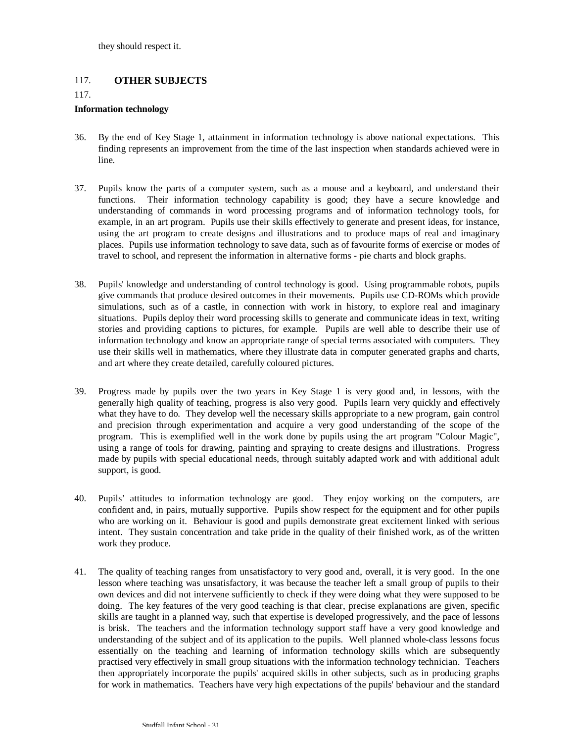they should respect it.

## 117. OTHER SUBJECTS

117.

### Information technology

36. By the end of Key Stage 1, attainment in information technology is above national expectations. This finding represents an improvement from the time of the last inspection when standards achieved were in line.

37. Pupils know the parts of a computer system, such as a mouse and a keyboard, and understand their functions. Their information technology capability is good; they have a secure knowledge and understanding of commands in word processing programs and of information technology tools, for example, in an art program. Pupils use their skills effectively to generate and present ideas, for instance, using the art program to create designs and illustrations and to produce maps of real and imaginary places. Pupils use information technology to save data, such as of favourite forms of exercise or modes of travel to school, and represent the information in alternative forms - pie charts and block graphs.

38. Pupils' knowledge and understanding of control technology is good. Using programmable robots, pupils give commands that produce desired outcomes in their movements. Pupils use CD-ROMs which provide simulations, such as of a castle, in connection with work in history, to explore real and imaginary situations. Pupils deploy their word processing skills to generate and communicate ideas in text, writing stories and providing captions to pictures, for example. Pupils are well able to describe their use of information technology and know an appropriate range of special terms associated with computers. They use their skills well in mathematics, where they illustrate data in computer generated graphs and charts, and art where they create detailed, carefully coloured pictures.

39. Progress made by pupils over the two years in Key Stage 1 is very good and, in lessons, with the generally high quality of teaching, progress is also very good. Pupils learn very quickly and effectively what they have to do. They develop well the necessary skills appropriate to a new program, gain control and precision through experimentation and acquire a very good understanding of the scope of the program. This is exemplified well in the work done by pupils using the art program "Colour Magic", using a range of tools for drawing, painting and spraying to create designs and illustrations. Progress made by pupils with special educational needs, through suitably adapted work and with additional adult support, is good.

40. Pupils' attitudes to information technology are good. They enjoy working on the computers, are confident and, in pairs, mutually supportive. Pupils show respect for the equipment and for other pupils who are working on it. Behaviour is good and pupils demonstrate great excitement linked with serious intent. They sustain concentration and take pride in the quality of their finished work, as of the written work they produce.

41. The quality of teaching ranges from unsatisfactory to very good and, overall, it is very good. In the one lesson where teaching was unsatisfactory, it was because the teacher left a small group of pupils to their own devices and did not intervene sufficiently to check if they were doing what they were supposed to be doing. The key features of the very good teaching is that clear, precise explanations are given, specific skills are taught in a planned way, such that expertise is developed progressively, and the pace of lessons is brisk. The teachers and the information technology support staff have a very good knowledge and understanding of the subject and of its application to the pupils. Well planned whole-class lessons focus essentially on the teaching and learning of information technology skills which are subsequently practised very effectively in small group situations with the information technology technician. Teachers then appropriately incorporate the pupils' acquired skills in other subjects, such as in producing graphs for work in mathematics. Teachers have very high expectations of the pupils' behaviour and the standard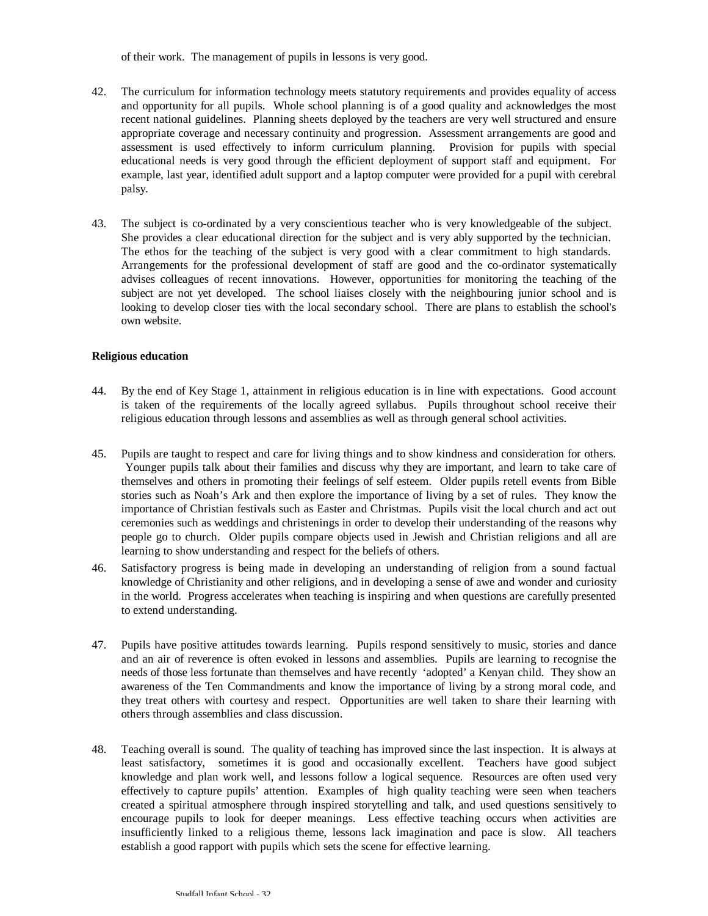of their work. The management of pupils in lessons is very good.

42. The curriculum for information technology meets statutory requirements and provides equality of access and opportunity for all pupils. Whole school planning is of a good quality and acknowledges the most recent national guidelines. Planning sheets deployed by the teachers are very well structured and ensure appropriate coverage and necessary continuity and progression. Assessment arrangements are good and assessment is used effectively to inform curriculum planning. Provision for pupils with special educational needs is very good through the efficient deployment of support staff and equipment. For example, last year, identified adult support and a laptop computer were provided for a pupil with cerebral palsy.

43. The subject is co-ordinated by a very conscientious teacher who is very knowledgeable of the subject. She provides a clear educational direction for the subject and is very ably supported by the technician. The ethos for the teaching of the subject is very good with a clear commitment to high standards. Arrangements for the professional development of staff are good and the co-ordinator systematically advises colleagues of recent innovations. However, opportunities for monitoring the teaching of the subject are not yet developed. The school liaises closely with the neighbouring junior school and is looking to develop closer ties with the local secondary school. There are plans to establish the school's own website.

**Religious education**

44. By the end of Key Stage 1, attainment in religious education is in line with expectations. Good account is taken of the requirements of the locally agreed syllabus. Pupils throughout school receive their religious education through lessons and assemblies as well as through general school activities.

45. Pupils are taught to respect and care for living things and to show kindness and consideration for others. Younger pupils talk about their families and discuss why they are important, and learn to take care of themselves and others in promoting their feelings of self esteem. Older pupils retell events from Bible stories such as Noah's Ark and then explore the importance of living by a set of rules. They know the importance of Christian festivals such as Easter and Christmas. Pupils visit the local church and act out ceremonies such as weddings and christenings in order to develop their understanding of the reasons why people go to church. Older pupils compare objects used in Jewish and Christian religions and all are learning to show understanding and respect for the beliefs of others.

46. Satisfactory progress is being made in developing an understanding of religion from a sound factual knowledge of Christianity and other religions, and in developing a sense of awe and wonder and curiosity in the world. Progress accelerates when teaching is inspiring and when questions are carefully presented to extend understanding.

47. Pupils have positive attitudes towards learning. Pupils respond sensitively to music, stories and dance and an air of reverence is often evoked in lessons and assemblies. Pupils are learning to recognise the needs of those less fortunate than themselves and have recently 'adopted' a Kenyan child. They show an awareness of the Ten Commandments and know the importance of living by a strong moral code, and they treat others with courtesy and respect. Opportunities are well taken to share their learning with others through assemblies and class discussion.

48. Teaching overall is sound. The quality of teaching has improved since the last inspection. It is always at least satisfactory, sometimes it is good and occasionally excellent. Teachers have good subject knowledge and plan work well, and lessons follow a logical sequence. Resources are often used very effectively to capture pupils' attention. Examples of high quality teaching were seen when teachers created a spiritual atmosphere through inspired storytelling and talk, and used questions sensitively to encourage pupils to look for deeper meanings. Less effective teaching occurs when activities are insufficiently linked to a religious theme, lessons lack imagination and pace is slow. All teachers establish a good rapport with pupils which sets the scene for effective learning.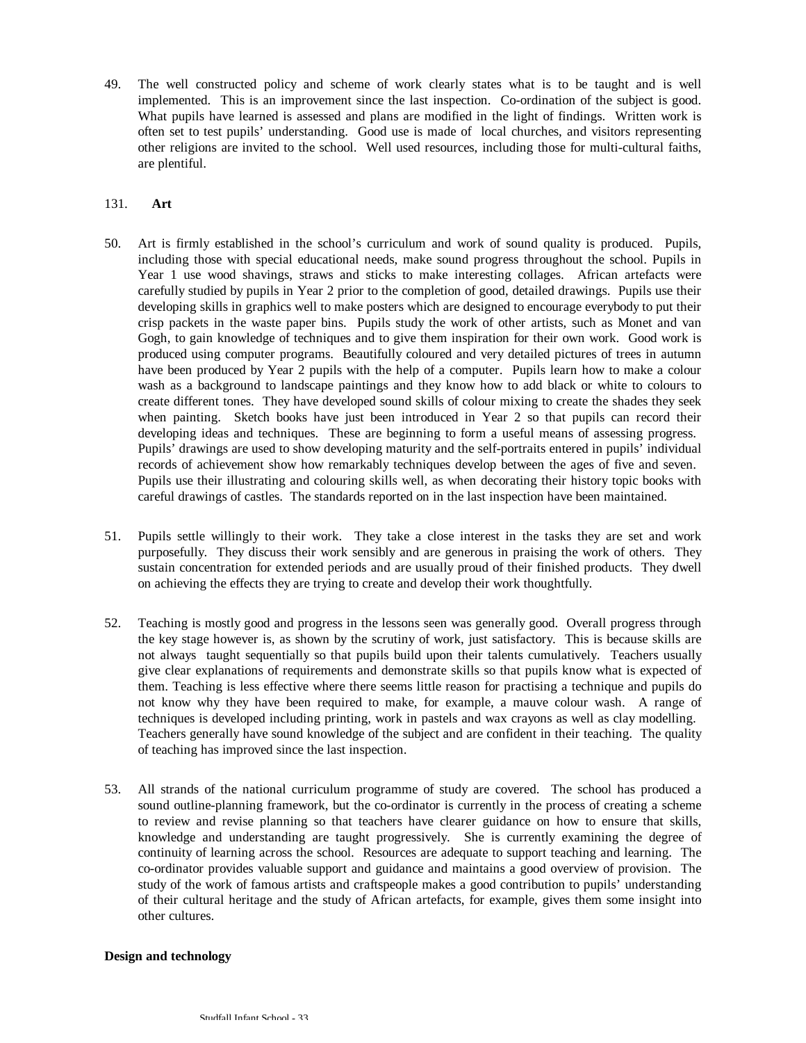49. The well constructed policy and scheme of work clearly states what is to be taught and is well implemented. This is an improvement since the last inspection. Co-ordination of the subject is good. What pupils have learned is assessed and plans are modified in the light of findings. Written work is often set to test pupils' understanding. Good use is made of local churches, and visitors representing other religions are invited to the school. Well used resources, including those for multi-cultural faiths, are plentiful.

## 131. Art

50. Art is firmly established in the school's curriculum and work of sound quality is produced. Pupils, including those with special educational needs, make sound progress throughout the school. Pupils in Year 1 use wood shavings, straws and sticks to make interesting collages. African artefacts were carefully studied by pupils in Year 2 prior to the completion of good, detailed drawings. Pupils use their developing skills in graphics well to make posters which are designed to encourage everybody to put their crisp packets in the waste paper bins. Pupils study the work of other artists, such as Monet and van Gogh, to gain knowledge of techniques and to give them inspiration for their own work. Good work is produced using computer programs. Beautifully coloured and very detailed pictures of trees in autumn have been produced by Year 2 pupils with the help of a computer. Pupils learn how to make a colour wash as a background to landscape paintings and they know how to add black or white to colours to create different tones. They have developed sound skills of colour mixing to create the shades they seek when painting. Sketch books have just been introduced in Year 2 so that pupils can record their developing ideas and techniques. These are beginning to form a useful means of assessing progress. Pupils' drawings are used to show developing maturity and the self-portraits entered in pupils' individual records of achievement show how remarkably techniques develop between the ages of five and seven. Pupils use their illustrating and colouring skills well, as when decorating their history topic books with careful drawings of castles. The standards reported on in the last inspection have been maintained.

51. Pupils settle willingly to their work. They take a close interest in the tasks they are set and work purposefully. They discuss their work sensibly and are generous in praising the work of others. They sustain concentration for extended periods and are usually proud of their finished products. They dwell on achieving the effects they are trying to create and develop their work thoughtfully.

52. Teaching is mostly good and progress in the lessons seen was generally good. Overall progress through the key stage however is, as shown by the scrutiny of work, just satisfactory. This is because skills are not always taught sequentially so that pupils build upon their talents cumulatively. Teachers usually give clear explanations of requirements and demonstrate skills so that pupils know what is expected of them. Teaching is less effective where there seems little reason for practising a technique and pupils do not know why they have been required to make, for example, a mauve colour wash. A range of techniques is developed including printing, work in pastels and wax crayons as well as clay modelling. Teachers generally have sound knowledge of the subject and are confident in their teaching. The quality of teaching has improved since the last inspection.

53. All strands of the national curriculum programme of study are covered. The school has produced a sound outline-planning framework, but the co-ordinator is currently in the process of creating a scheme to review and revise planning so that teachers have clearer guidance on how to ensure that skills, knowledge and understanding are taught progressively. She is currently examining the degree of continuity of learning across the school. Resources are adequate to support teaching and learning. The co-ordinator provides valuable support and guidance and maintains a good overview of provision. The study of the work of famous artists and craftspeople makes a good contribution to pupils' understanding of their cultural heritage and the study of African artefacts, for example, gives them some insight into other cultures.

## Design and technology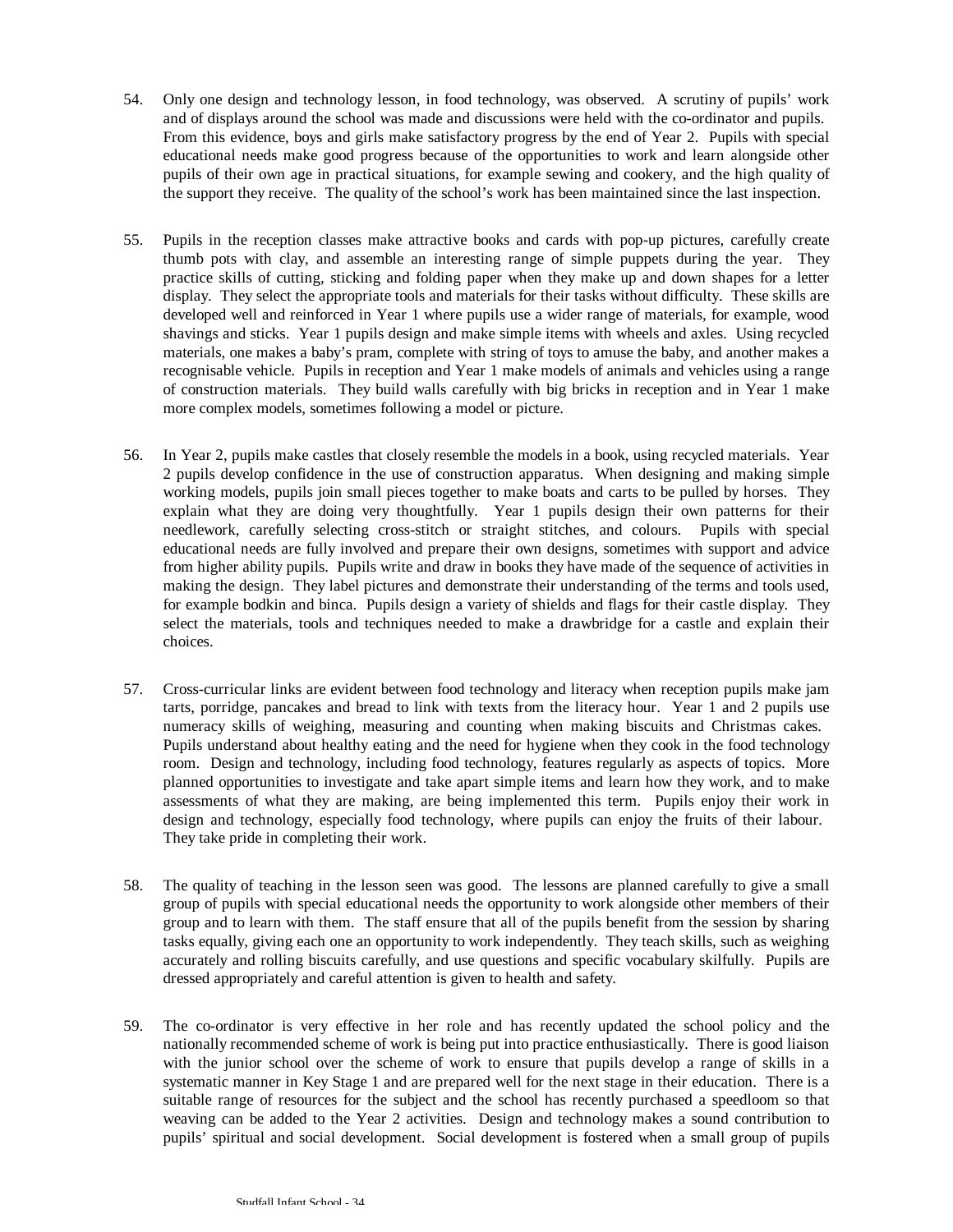54. Only one design and technology lesson, in food technology, was observed. A scrutiny of pupils' work and of displays around the school was made and discussions were held with the co-ordinator and pupils. From this evidence, boys and girls make satisfactory progress by the end of Year 2. Pupils with special educational needs make good progress because of the opportunities to work and learn alongside other pupils of their own age in practical situations, for example sewing and cookery, and the high quality of the support they receive. The quality of the school's work has been maintained since the last inspection.

55. Pupils in the reception classes make attractive books and cards with pop-up pictures, carefully create thumb pots with clay, and assemble an interesting range of simple puppets during the year. They practice skills of cutting, sticking and folding paper when they make up and down shapes for a letter display. They select the appropriate tools and materials for their tasks without difficulty. These skills are developed well and reinforced in Year 1 where pupils use a wider range of materials, for example, wood shavings and sticks. Year 1 pupils design and make simple items with wheels and axles. Using recycled materials, one makes a baby's pram, complete with string of toys to amuse the baby, and another makes a recognisable vehicle. Pupils in reception and Year 1 make models of animals and vehicles using a range of construction materials. They build walls carefully with big bricks in reception and in Year 1 make more complex models, sometimes following a model or picture.

56. In Year 2, pupils make castles that closely resemble the models in a book, using recycled materials. Year 2 pupils develop confidence in the use of construction apparatus. When designing and making simple working models, pupils join small pieces together to make boats and carts to be pulled by horses. They explain what they are doing very thoughtfully. Year 1 pupils design their own patterns for their needlework, carefully selecting cross-stitch or straight stitches, and colours. Pupils with special educational needs are fully involved and prepare their own designs, sometimes with support and advice from higher ability pupils. Pupils write and draw in books they have made of the sequence of activities in making the design. They label pictures and demonstrate their understanding of the terms and tools used, for example bodkin and binca. Pupils design a variety of shields and flags for their castle display. They select the materials, tools and techniques needed to make a drawbridge for a castle and explain their choices.

57. Cross-curricular links are evident between food technology and literacy when reception pupils make jam tarts, porridge, pancakes and bread to link with texts from the literacy hour. Year 1 and 2 pupils use numeracy skills of weighing, measuring and counting when making biscuits and Christmas cakes. Pupils understand about healthy eating and the need for hygiene when they cook in the food technology room. Design and technology, including food technology, features regularly as aspects of topics. More planned opportunities to investigate and take apart simple items and learn how they work, and to make assessments of what they are making, are being implemented this term. Pupils enjoy their work in design and technology, especially food technology, where pupils can enjoy the fruits of their labour. They take pride in completing their work.

58. The quality of teaching in the lesson seen was good. The lessons are planned carefully to give a small group of pupils with special educational needs the opportunity to work alongside other members of their group and to learn with them. The staff ensure that all of the pupils benefit from the session by sharing tasks equally, giving each one an opportunity to work independently. They teach skills, such as weighing accurately and rolling biscuits carefully, and use questions and specific vocabulary skilfully. Pupils are dressed appropriately and careful attention is given to health and safety.

59. The co-ordinator is very effective in her role and has recently updated the school policy and the nationally recommended scheme of work is being put into practice enthusiastically. There is good liaison with the junior school over the scheme of work to ensure that pupils develop a range of skills in a systematic manner in Key Stage 1 and are prepared well for the next stage in their education. There is a suitable range of resources for the subject and the school has recently purchased a speedloom so that weaving can be added to the Year 2 activities. Design and technology makes a sound contribution to pupils' spiritual and social development. Social development is fostered when a small group of pupils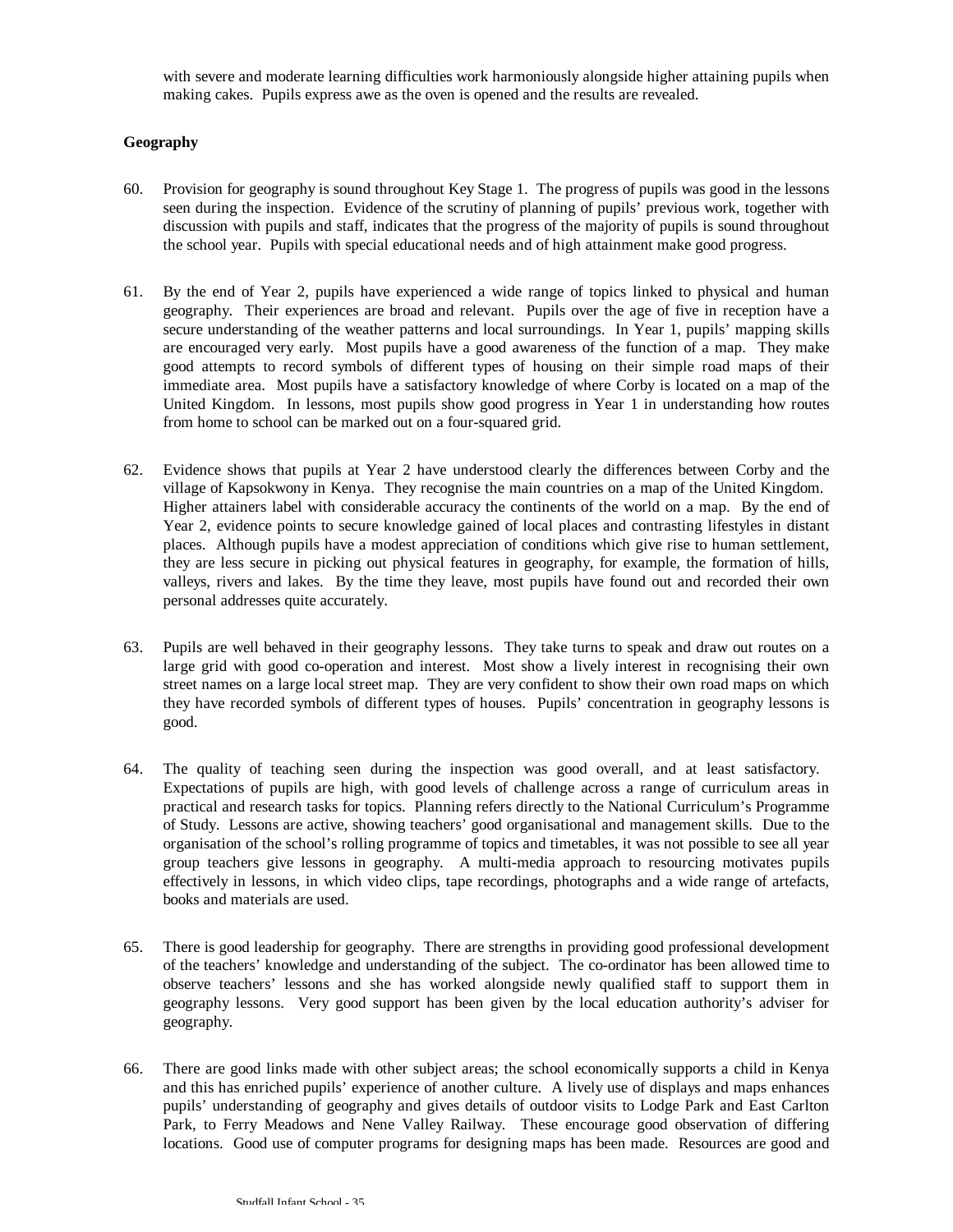with severe and moderate learning difficulties work harmoniously alongside higher attaining pupils when making cakes. Pupils express awe as the oven is opened and the results are revealed.

**Geography**

60. Provision for geography is sound throughout Key Stage 1. The progress of pupils was good in the lessons seen during the inspection. Evidence of the scrutiny of planning of pupils' previous work, together with discussion with pupils and staff, indicates that the progress of the majority of pupils is sound throughout the school year. Pupils with special educational needs and of high attainment make good progress.

61. By the end of Year 2, pupils have experienced a wide range of topics linked to physical and human geography. Their experiences are broad and relevant. Pupils over the age of five in reception have a secure understanding of the weather patterns and local surroundings. In Year 1, pupils' mapping skills are encouraged very early. Most pupils have a good awareness of the function of a map. They make good attempts to record symbols of different types of housing on their simple road maps of their immediate area. Most pupils have a satisfactory knowledge of where Corby is located on a map of the United Kingdom. In lessons, most pupils show good progress in Year 1 in understanding how routes from home to school can be marked out on a four-squared grid.

62. Evidence shows that pupils at Year 2 have understood clearly the differences between Corby and the village of Kapsokwony in Kenya. They recognise the main countries on a map of the United Kingdom. Higher attainers label with considerable accuracy the continents of the world on a map. By the end of Year 2, evidence points to secure knowledge gained of local places and contrasting lifestyles in distant places. Although pupils have a modest appreciation of conditions which give rise to human settlement, they are less secure in picking out physical features in geography, for example, the formation of hills, valleys, rivers and lakes. By the time they leave, most pupils have found out and recorded their own personal addresses quite accurately.

63. Pupils are well behaved in their geography lessons. They take turns to speak and draw out routes on a large grid with good co-operation and interest. Most show a lively interest in recognising their own street names on a large local street map. They are very confident to show their own road maps on which they have recorded symbols of different types of houses. Pupils' concentration in geography lessons is good.

64. The quality of teaching seen during the inspection was good overall, and at least satisfactory. Expectations of pupils are high, with good levels of challenge across a range of curriculum areas in practical and research tasks for topics. Planning refers directly to the National Curriculum's Programme of Study. Lessons are active, showing teachers' good organisational and management skills. Due to the organisation of the school's rolling programme of topics and timetables, it was not possible to see all year group teachers give lessons in geography. A multi-media approach to resourcing motivates pupils effectively in lessons, in which video clips, tape recordings, photographs and a wide range of artefacts, books and materials are used.

65. There is good leadership for geography. There are strengths in providing good professional development of the teachers' knowledge and understanding of the subject. The co-ordinator has been allowed time to observe teachers' lessons and she has worked alongside newly qualified staff to support them in geography lessons. Very good support has been given by the local education authority's adviser for geography.

66. There are good links made with other subject areas; the school economically supports a child in Kenya and this has enriched pupils' experience of another culture. A lively use of displays and maps enhances pupils' understanding of geography and gives details of outdoor visits to Lodge Park and East Carlton Park, to Ferry Meadows and Nene Valley Railway. These encourage good observation of differing locations. Good use of computer programs for designing maps has been made. Resources are good and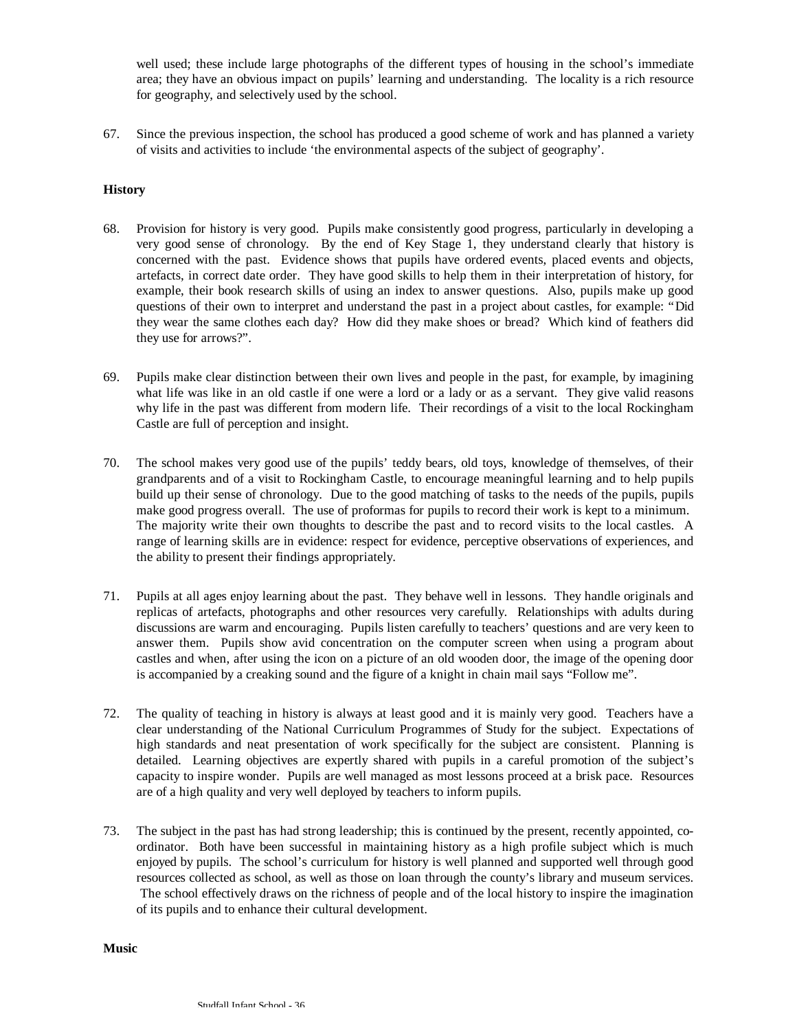well used; these include large photographs of the different types of housing in the school's immediate area; they have an obvious impact on pupils' learning and understanding. The locality is a rich resource for geography, and selectively used by the school.

67. Since the previous inspection, the school has produced a good scheme of work and has planned a variety of visits and activities to include 'the environmental aspects of the subject of geography'.

**History**

68. Provision for history is very good. Pupils make consistently good progress, particularly in developing a very good sense of chronology. By the end of Key Stage 1, they understand clearly that history is concerned with the past. Evidence shows that pupils have ordered events, placed events and objects, artefacts, in correct date order. They have good skills to help them in their interpretation of history, for example, their book research skills of using an index to answer questions. Also, pupils make up good questions of their own to interpret and understand the past in a project about castles, for example: "Did they wear the same clothes each day? How did they make shoes or bread? Which kind of feathers did they use for arrows?".

69. Pupils make clear distinction between their own lives and people in the past, for example, by imagining what life was like in an old castle if one were a lord or a lady or as a servant. They give valid reasons why life in the past was different from modern life. Their recordings of a visit to the local Rockingham Castle are full of perception and insight.

70. The school makes very good use of the pupils' teddy bears, old toys, knowledge of themselves, of their grandparents and of a visit to Rockingham Castle, to encourage meaningful learning and to help pupils build up their sense of chronology. Due to the good matching of tasks to the needs of the pupils, pupils make good progress overall. The use of proformas for pupils to record their work is kept to a minimum. The majority write their own thoughts to describe the past and to record visits to the local castles. A range of learning skills are in evidence: respect for evidence, perceptive observations of experiences, and the ability to present their findings appropriately.

71. Pupils at all ages enjoy learning about the past. They behave well in lessons. They handle originals and replicas of artefacts, photographs and other resources very carefully. Relationships with adults during discussions are warm and encouraging. Pupils listen carefully to teachers' questions and are very keen to answer them. Pupils show avid concentration on the computer screen when using a program about castles and when, after using the icon on a picture of an old wooden door, the image of the opening door is accompanied by a creaking sound and the figure of a knight in chain mail says "Follow me".

72. The quality of teaching in history is always at least good and it is mainly very good. Teachers have a clear understanding of the National Curriculum Programmes of Study for the subject. Expectations of high standards and neat presentation of work specifically for the subject are consistent. Planning is detailed. Learning objectives are expertly shared with pupils in a careful promotion of the subject's capacity to inspire wonder. Pupils are well managed as most lessons proceed at a brisk pace. Resources are of a high quality and very well deployed by teachers to inform pupils.

73. The subject in the past has had strong leadership; this is continued by the present, recently appointed, co-ordinator. Both have been successful in maintaining history as a high profile subject which is much enjoyed by pupils. The school's curriculum for history is well planned and supported well through good resources collected as school, as well as those on loan through the county's library and museum services. The school effectively draws on the richness of people and of the local history to inspire the imagination of its pupils and to enhance their cultural development.

**Music**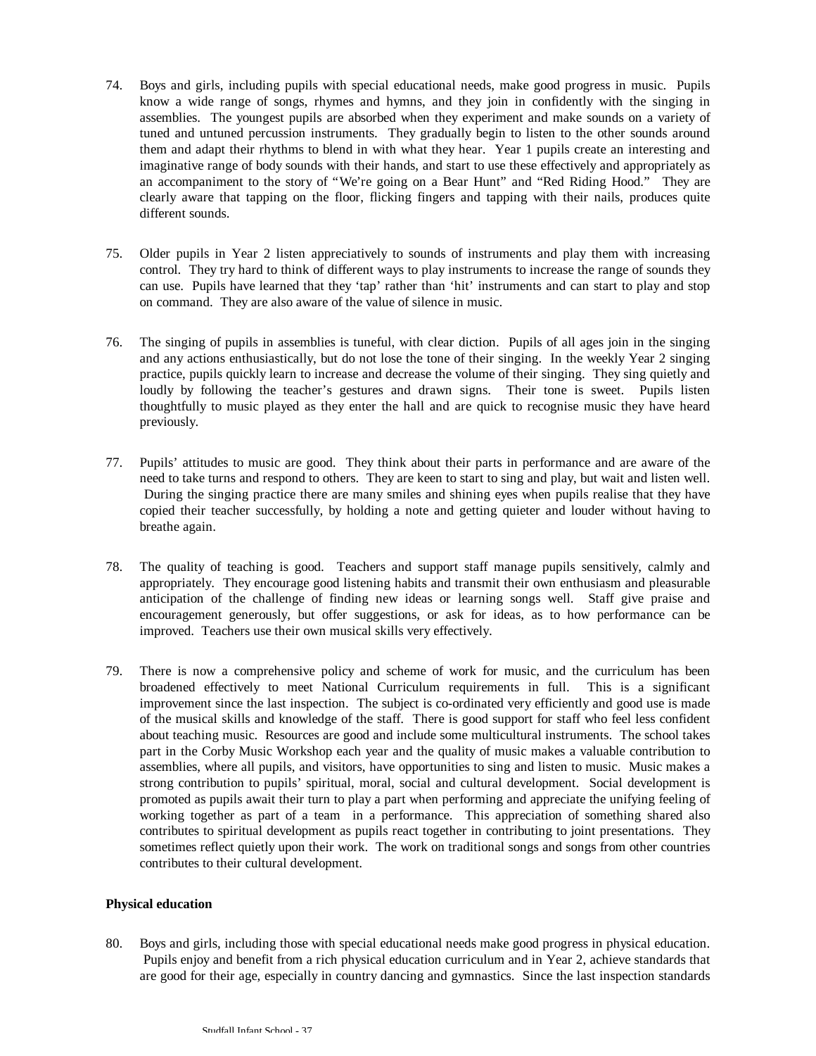74. Boys and girls, including pupils with special educational needs, make good progress in music. Pupils know a wide range of songs, rhymes and hymns, and they join in confidently with the singing in assemblies. The youngest pupils are absorbed when they experiment and make sounds on a variety of tuned and untuned percussion instruments. They gradually begin to listen to the other sounds around them and adapt their rhythms to blend in with what they hear. Year 1 pupils create an interesting and imaginative range of body sounds with their hands, and start to use these effectively and appropriately as an accompaniment to the story of "We're going on a Bear Hunt" and "Red Riding Hood." They are clearly aware that tapping on the floor, flicking fingers and tapping with their nails, produces quite different sounds.

75. Older pupils in Year 2 listen appreciatively to sounds of instruments and play them with increasing control. They try hard to think of different ways to play instruments to increase the range of sounds they can use. Pupils have learned that they 'tap' rather than 'hit' instruments and can start to play and stop on command. They are also aware of the value of silence in music.

76. The singing of pupils in assemblies is tuneful, with clear diction. Pupils of all ages join in the singing and any actions enthusiastically, but do not lose the tone of their singing. In the weekly Year 2 singing practice, pupils quickly learn to increase and decrease the volume of their singing. They sing quietly and loudly by following the teacher's gestures and drawn signs. Their tone is sweet. Pupils listen thoughtfully to music played as they enter the hall and are quick to recognise music they have heard previously.

77. Pupils' attitudes to music are good. They think about their parts in performance and are aware of the need to take turns and respond to others. They are keen to start to sing and play, but wait and listen well. During the singing practice there are many smiles and shining eyes when pupils realise that they have copied their teacher successfully, by holding a note and getting quieter and louder without having to breathe again.

78. The quality of teaching is good. Teachers and support staff manage pupils sensitively, calmly and appropriately. They encourage good listening habits and transmit their own enthusiasm and pleasurable anticipation of the challenge of finding new ideas or learning songs well. Staff give praise and encouragement generously, but offer suggestions, or ask for ideas, as to how performance can be improved. Teachers use their own musical skills very effectively.

79. There is now a comprehensive policy and scheme of work for music, and the curriculum has been broadened effectively to meet National Curriculum requirements in full. This is a significant improvement since the last inspection. The subject is co-ordinated very efficiently and good use is made of the musical skills and knowledge of the staff. There is good support for staff who feel less confident about teaching music. Resources are good and include some multicultural instruments. The school takes part in the Corby Music Workshop each year and the quality of music makes a valuable contribution to assemblies, where all pupils, and visitors, have opportunities to sing and listen to music. Music makes a strong contribution to pupils' spiritual, moral, social and cultural development. Social development is promoted as pupils await their turn to play a part when performing and appreciate the unifying feeling of working together as part of a team in a performance. This appreciation of something shared also contributes to spiritual development as pupils react together in contributing to joint presentations. They sometimes reflect quietly upon their work. The work on traditional songs and songs from other countries contributes to their cultural development.

**Physical education**

80. Boys and girls, including those with special educational needs make good progress in physical education. Pupils enjoy and benefit from a rich physical education curriculum and in Year 2, achieve standards that are good for their age, especially in country dancing and gymnastics. Since the last inspection standards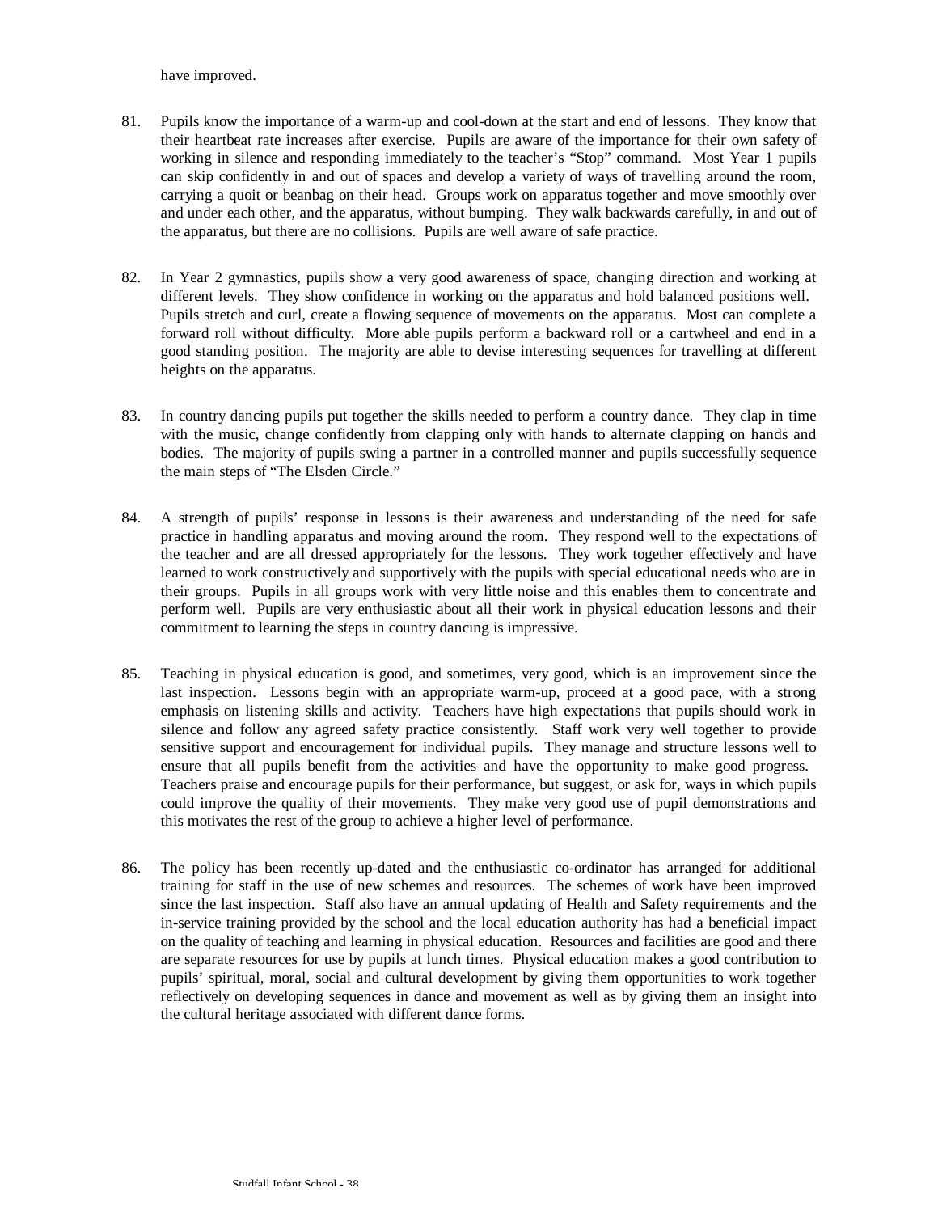have improved.

81. Pupils know the importance of a warm-up and cool-down at the start and end of lessons. They know that their heartbeat rate increases after exercise. Pupils are aware of the importance for their own safety of working in silence and responding immediately to the teacher's "Stop" command. Most Year 1 pupils can skip confidently in and out of spaces and develop a variety of ways of travelling around the room, carrying a quoit or beanbag on their head. Groups work on apparatus together and move smoothly over and under each other, and the apparatus, without bumping. They walk backwards carefully, in and out of the apparatus, but there are no collisions. Pupils are well aware of safe practice.

82. In Year 2 gymnastics, pupils show a very good awareness of space, changing direction and working at different levels. They show confidence in working on the apparatus and hold balanced positions well. Pupils stretch and curl, create a flowing sequence of movements on the apparatus. Most can complete a forward roll without difficulty. More able pupils perform a backward roll or a cartwheel and end in a good standing position. The majority are able to devise interesting sequences for travelling at different heights on the apparatus.

83. In country dancing pupils put together the skills needed to perform a country dance. They clap in time with the music, change confidently from clapping only with hands to alternate clapping on hands and bodies. The majority of pupils swing a partner in a controlled manner and pupils successfully sequence the main steps of "The Elsden Circle."

84. A strength of pupils' response in lessons is their awareness and understanding of the need for safe practice in handling apparatus and moving around the room. They respond well to the expectations of the teacher and are all dressed appropriately for the lessons. They work together effectively and have learned to work constructively and supportively with the pupils with special educational needs who are in their groups. Pupils in all groups work with very little noise and this enables them to concentrate and perform well. Pupils are very enthusiastic about all their work in physical education lessons and their commitment to learning the steps in country dancing is impressive.

85. Teaching in physical education is good, and sometimes, very good, which is an improvement since the last inspection. Lessons begin with an appropriate warm-up, proceed at a good pace, with a strong emphasis on listening skills and activity. Teachers have high expectations that pupils should work in silence and follow any agreed safety practice consistently. Staff work very well together to provide sensitive support and encouragement for individual pupils. They manage and structure lessons well to ensure that all pupils benefit from the activities and have the opportunity to make good progress. Teachers praise and encourage pupils for their performance, but suggest, or ask for, ways in which pupils could improve the quality of their movements. They make very good use of pupil demonstrations and this motivates the rest of the group to achieve a higher level of performance.

86. The policy has been recently up-dated and the enthusiastic co-ordinator has arranged for additional training for staff in the use of new schemes and resources. The schemes of work have been improved since the last inspection. Staff also have an annual updating of Health and Safety requirements and the in-service training provided by the school and the local education authority has had a beneficial impact on the quality of teaching and learning in physical education. Resources and facilities are good and there are separate resources for use by pupils at lunch times. Physical education makes a good contribution to pupils' spiritual, moral, social and cultural development by giving them opportunities to work together reflectively on developing sequences in dance and movement as well as by giving them an insight into the cultural heritage associated with different dance forms.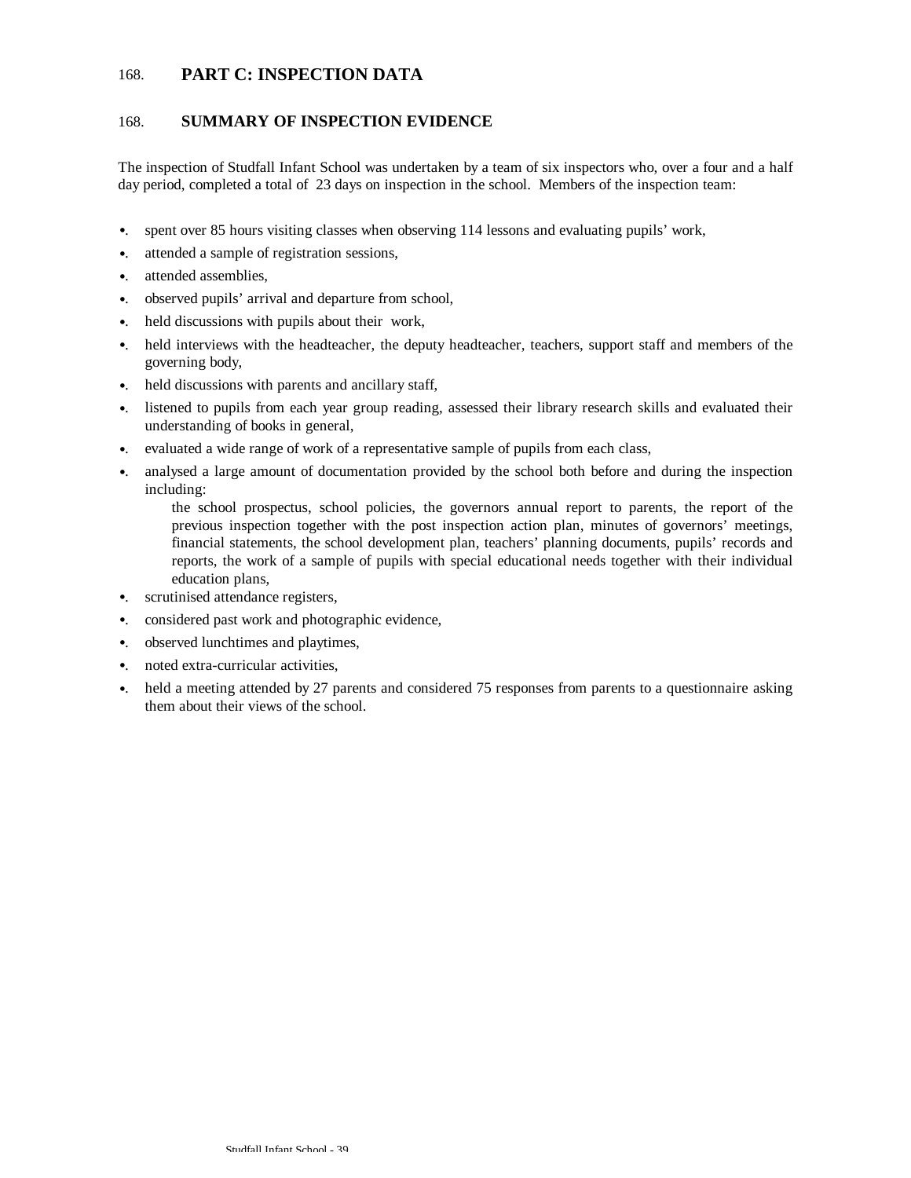168. **PART C: INSPECTION DATA**

168. **SUMMARY OF INSPECTION EVIDENCE**

The inspection of Studfall Infant School was undertaken by a team of six inspectors who, over a four and a half day period, completed a total of 23 days on inspection in the school. Members of the inspection team:

- spent over 85 hours visiting classes when observing 114 lessons and evaluating pupils' work,
- attended a sample of registration sessions,
- attended assemblies,
- observed pupils' arrival and departure from school,
- held discussions with pupils about their work,
- held interviews with the headteacher, the deputy headteacher, teachers, support staff and members of the governing body,
- held discussions with parents and ancillary staff,
- listened to pupils from each year group reading, assessed their library research skills and evaluated their understanding of books in general,
- evaluated a wide range of work of a representative sample of pupils from each class,
- analysed a large amount of documentation provided by the school both before and during the inspection including:
  
  the school prospectus, school policies, the governors annual report to parents, the report of the previous inspection together with the post inspection action plan, minutes of governors' meetings, financial statements, the school development plan, teachers' planning documents, pupils' records and reports, the work of a sample of pupils with special educational needs together with their individual education plans,
- scrutinised attendance registers,
- considered past work and photographic evidence,
- observed lunchtimes and playtimes,
- noted extra-curricular activities,
- held a meeting attended by 27 parents and considered 75 responses from parents to a questionnaire asking them about their views of the school.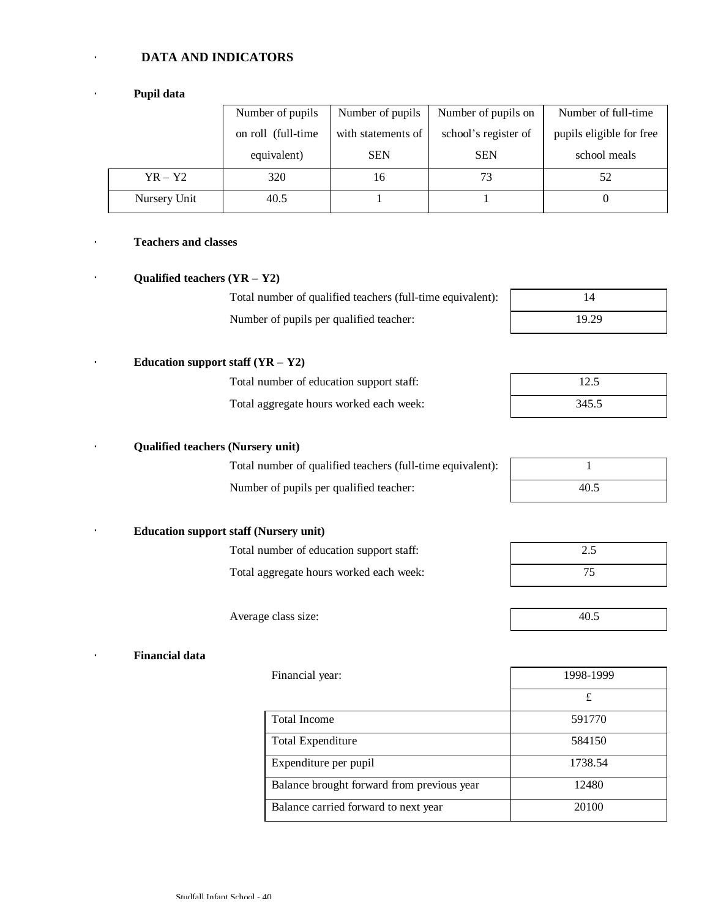# DATA AND INDICATORS

### Pupil data

| | Number of pupils on roll (full-time equivalent) | Number of pupils with statements of SEN | Number of pupils on school's register of SEN | Number of full-time pupils eligible for free school meals |
|---|---|---|---|---|
| YR – Y2 | 320 | 16 | 73 | 52 |
| Nursery Unit | 40.5 | 1 | 1 | 0 |

### Teachers and classes

### Qualified teachers (YR – Y2)

| | |
|---|---|
| Total number of qualified teachers (full-time equivalent): | 14 |
| Number of pupils per qualified teacher: | 19.29 |

### Education support staff (YR – Y2)

| | |
|---|---|
| Total number of education support staff: | 12.5 |
| Total aggregate hours worked each week: | 345.5 |

### Qualified teachers (Nursery unit)

| | |
|---|---|
| Total number of qualified teachers (full-time equivalent): | 1 |
| Number of pupils per qualified teacher: | 40.5 |

### Education support staff (Nursery unit)

| | |
|---|---|
| Total number of education support staff: | 2.5 |
| Total aggregate hours worked each week: | 75 |
| Average class size: | 40.5 |

### Financial data

| Financial year: | 1998-1999 |
|---|---|
| | £ |
| Total Income | 591770 |
| Total Expenditure | 584150 |
| Expenditure per pupil | 1738.54 |
| Balance brought forward from previous year | 12480 |
| Balance carried forward to next year | 20100 |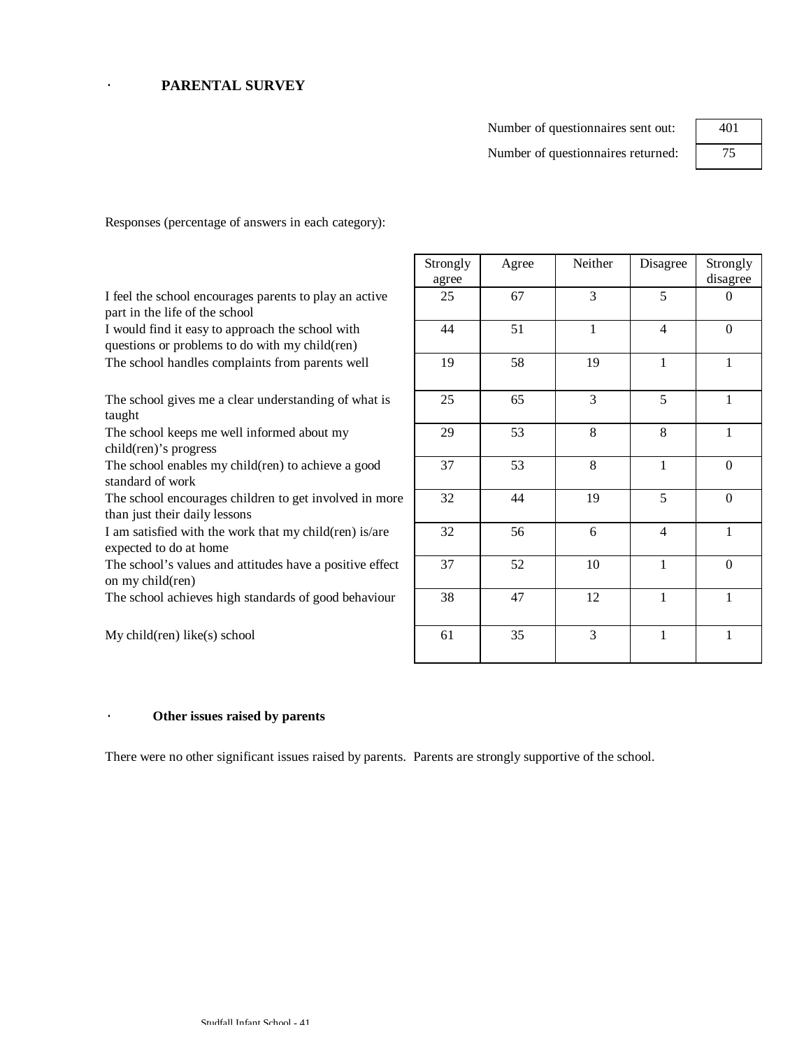## PARENTAL SURVEY

| | |
|---|---|
| Number of questionnaires sent out: | 401 |
| Number of questionnaires returned: | 75 |

Responses (percentage of answers in each category):

| | Strongly agree | Agree | Neither | Disagree | Strongly disagree |
|---|---|---|---|---|---|
| I feel the school encourages parents to play an active part in the life of the school | 25 | 67 | 3 | 5 | 0 |
| I would find it easy to approach the school with questions or problems to do with my child(ren) | 44 | 51 | 1 | 4 | 0 |
| The school handles complaints from parents well | 19 | 58 | 19 | 1 | 1 |
| The school gives me a clear understanding of what is taught | 25 | 65 | 3 | 5 | 1 |
| The school keeps me well informed about my child(ren)'s progress | 29 | 53 | 8 | 8 | 1 |
| The school enables my child(ren) to achieve a good standard of work | 37 | 53 | 8 | 1 | 0 |
| The school encourages children to get involved in more than just their daily lessons | 32 | 44 | 19 | 5 | 0 |
| I am satisfied with the work that my child(ren) is/are expected to do at home | 32 | 56 | 6 | 4 | 1 |
| The school's values and attitudes have a positive effect on my child(ren) | 37 | 52 | 10 | 1 | 0 |
| The school achieves high standards of good behaviour | 38 | 47 | 12 | 1 | 1 |
| My child(ren) like(s) school | 61 | 35 | 3 | 1 | 1 |

### Other issues raised by parents

There were no other significant issues raised by parents. Parents are strongly supportive of the school.